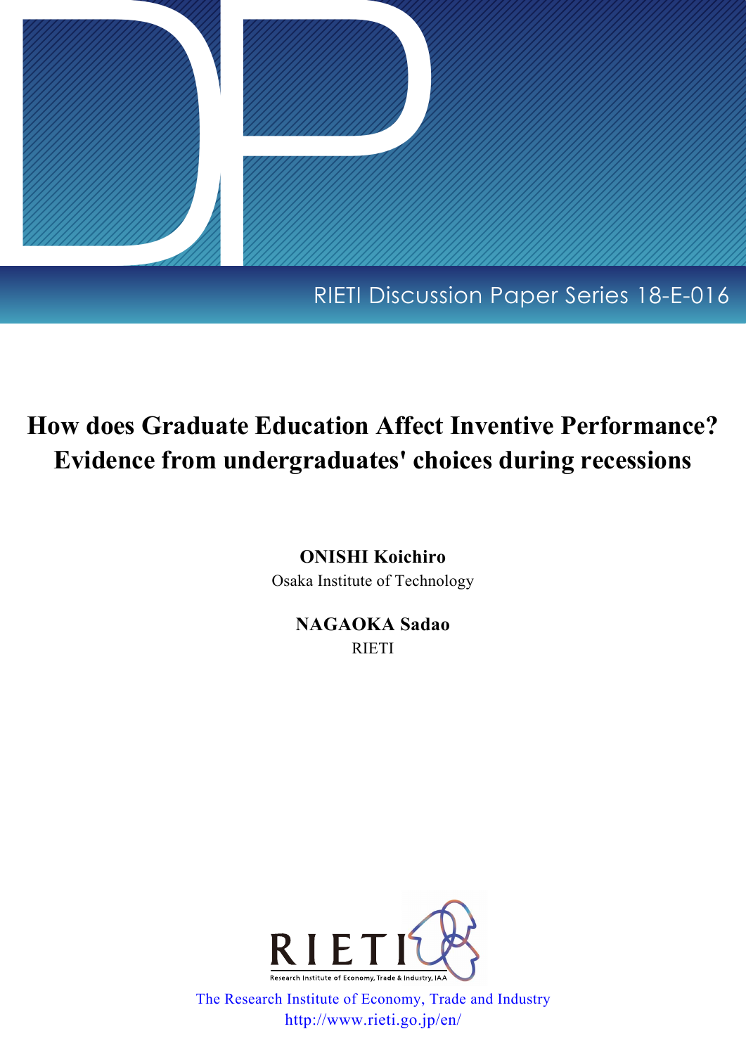RIETI Discussion Paper Series 18-E-016

# How does Graduate Education Affect Inventive Performance? Evidence from undergraduates' choices during recessions

**ONISHI Koichiro**
Osaka Institute of Technology

**NAGAOKA Sadao**
RIETI

The Research Institute of Economy, Trade and Industry
http://www.rieti.go.jp/en/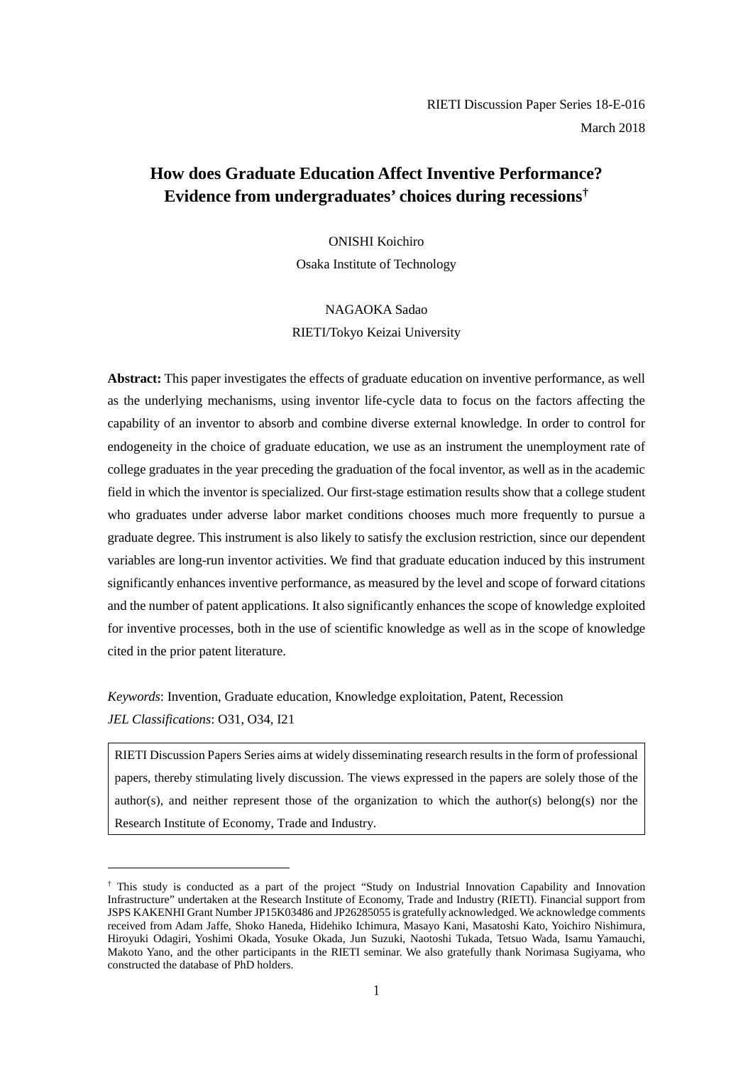RIETI Discussion Paper Series 18-E-016

March 2018

# How does Graduate Education Affect Inventive Performance? Evidence from undergraduates' choices during recessions[†]

ONISHI Koichiro

Osaka Institute of Technology

NAGAOKA Sadao

RIETI/Tokyo Keizai University

**Abstract:** This paper investigates the effects of graduate education on inventive performance, as well as the underlying mechanisms, using inventor life-cycle data to focus on the factors affecting the capability of an inventor to absorb and combine diverse external knowledge. In order to control for endogeneity in the choice of graduate education, we use as an instrument the unemployment rate of college graduates in the year preceding the graduation of the focal inventor, as well as in the academic field in which the inventor is specialized. Our first-stage estimation results show that a college student who graduates under adverse labor market conditions chooses much more frequently to pursue a graduate degree. This instrument is also likely to satisfy the exclusion restriction, since our dependent variables are long-run inventor activities. We find that graduate education induced by this instrument significantly enhances inventive performance, as measured by the level and scope of forward citations and the number of patent applications. It also significantly enhances the scope of knowledge exploited for inventive processes, both in the use of scientific knowledge as well as in the scope of knowledge cited in the prior patent literature.

*Keywords*: Invention, Graduate education, Knowledge exploitation, Patent, Recession

*JEL Classifications*: O31, O34, I21

RIETI Discussion Papers Series aims at widely disseminating research results in the form of professional papers, thereby stimulating lively discussion. The views expressed in the papers are solely those of the author(s), and neither represent those of the organization to which the author(s) belong(s) nor the Research Institute of Economy, Trade and Industry.

[†] This study is conducted as a part of the project "Study on Industrial Innovation Capability and Innovation Infrastructure" undertaken at the Research Institute of Economy, Trade and Industry (RIETI). Financial support from JSPS KAKENHI Grant Number JP15K03486 and JP26285055 is gratefully acknowledged. We acknowledge comments received from Adam Jaffe, Shoko Haneda, Hidehiko Ichimura, Masayo Kani, Masatoshi Kato, Yoichiro Nishimura, Hiroyuki Odagiri, Yoshimi Okada, Yosuke Okada, Jun Suzuki, Naotoshi Tukada, Tetsuo Wada, Isamu Yamauchi, Makoto Yano, and the other participants in the RIETI seminar. We also gratefully thank Norimasa Sugiyama, who constructed the database of PhD holders.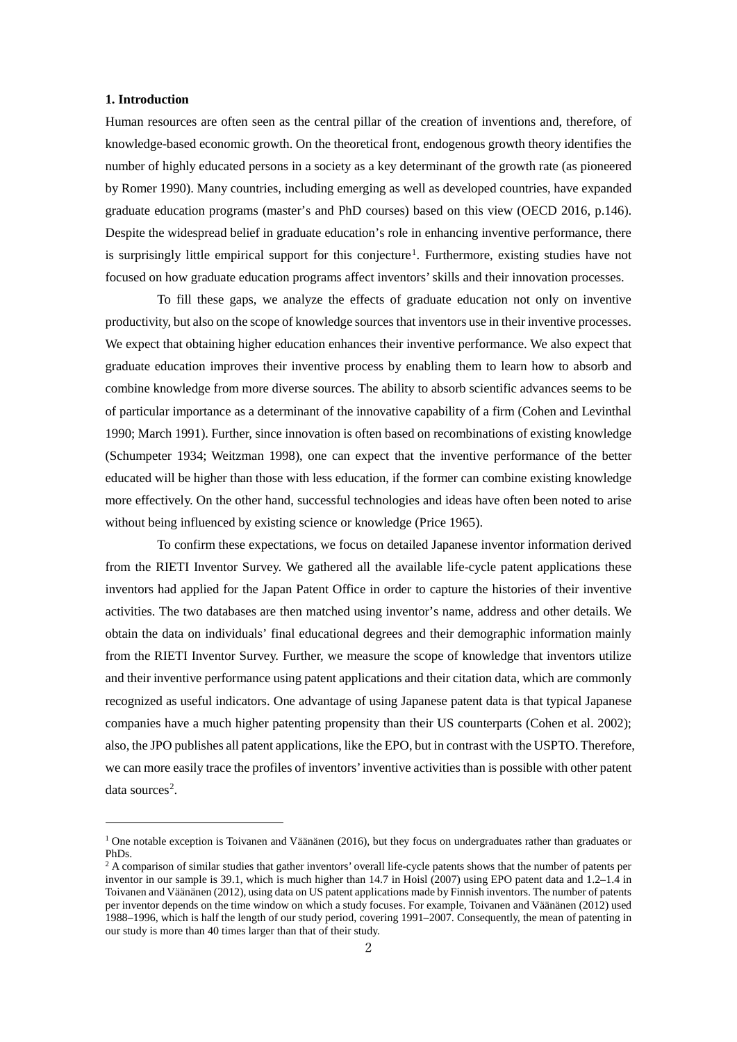## 1. Introduction

Human resources are often seen as the central pillar of the creation of inventions and, therefore, of knowledge-based economic growth. On the theoretical front, endogenous growth theory identifies the number of highly educated persons in a society as a key determinant of the growth rate (as pioneered by Romer 1990). Many countries, including emerging as well as developed countries, have expanded graduate education programs (master's and PhD courses) based on this view (OECD 2016, p.146). Despite the widespread belief in graduate education's role in enhancing inventive performance, there is surprisingly little empirical support for this conjecture[1]. Furthermore, existing studies have not focused on how graduate education programs affect inventors' skills and their innovation processes.

To fill these gaps, we analyze the effects of graduate education not only on inventive productivity, but also on the scope of knowledge sources that inventors use in their inventive processes. We expect that obtaining higher education enhances their inventive performance. We also expect that graduate education improves their inventive process by enabling them to learn how to absorb and combine knowledge from more diverse sources. The ability to absorb scientific advances seems to be of particular importance as a determinant of the innovative capability of a firm (Cohen and Levinthal 1990; March 1991). Further, since innovation is often based on recombinations of existing knowledge (Schumpeter 1934; Weitzman 1998), one can expect that the inventive performance of the better educated will be higher than those with less education, if the former can combine existing knowledge more effectively. On the other hand, successful technologies and ideas have often been noted to arise without being influenced by existing science or knowledge (Price 1965).

To confirm these expectations, we focus on detailed Japanese inventor information derived from the RIETI Inventor Survey. We gathered all the available life-cycle patent applications these inventors had applied for the Japan Patent Office in order to capture the histories of their inventive activities. The two databases are then matched using inventor's name, address and other details. We obtain the data on individuals' final educational degrees and their demographic information mainly from the RIETI Inventor Survey. Further, we measure the scope of knowledge that inventors utilize and their inventive performance using patent applications and their citation data, which are commonly recognized as useful indicators. One advantage of using Japanese patent data is that typical Japanese companies have a much higher patenting propensity than their US counterparts (Cohen et al. 2002); also, the JPO publishes all patent applications, like the EPO, but in contrast with the USPTO. Therefore, we can more easily trace the profiles of inventors' inventive activities than is possible with other patent data sources[2].

---

[1] One notable exception is Toivanen and Väänänen (2016), but they focus on undergraduates rather than graduates or PhDs.

[2] A comparison of similar studies that gather inventors' overall life-cycle patents shows that the number of patents per inventor in our sample is 39.1, which is much higher than 14.7 in Hoisl (2007) using EPO patent data and 1.2–1.4 in Toivanen and Väänänen (2012), using data on US patent applications made by Finnish inventors. The number of patents per inventor depends on the time window on which a study focuses. For example, Toivanen and Väänänen (2012) used 1988–1996, which is half the length of our study period, covering 1991–2007. Consequently, the mean of patenting in our study is more than 40 times larger than that of their study.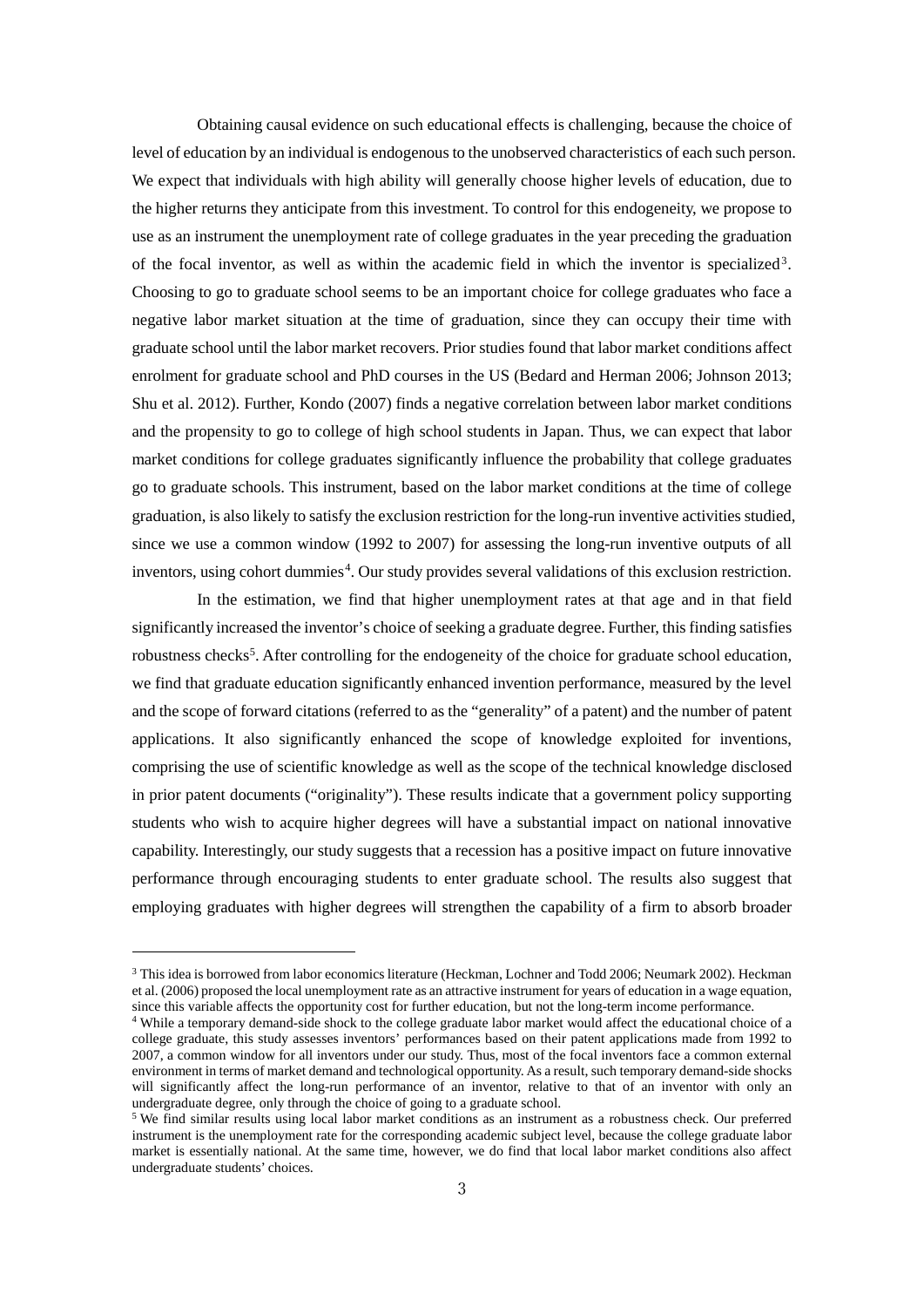Obtaining causal evidence on such educational effects is challenging, because the choice of level of education by an individual is endogenous to the unobserved characteristics of each such person. We expect that individuals with high ability will generally choose higher levels of education, due to the higher returns they anticipate from this investment. To control for this endogeneity, we propose to use as an instrument the unemployment rate of college graduates in the year preceding the graduation of the focal inventor, as well as within the academic field in which the inventor is specialized[3]. Choosing to go to graduate school seems to be an important choice for college graduates who face a negative labor market situation at the time of graduation, since they can occupy their time with graduate school until the labor market recovers. Prior studies found that labor market conditions affect enrolment for graduate school and PhD courses in the US (Bedard and Herman 2006; Johnson 2013; Shu et al. 2012). Further, Kondo (2007) finds a negative correlation between labor market conditions and the propensity to go to college of high school students in Japan. Thus, we can expect that labor market conditions for college graduates significantly influence the probability that college graduates go to graduate schools. This instrument, based on the labor market conditions at the time of college graduation, is also likely to satisfy the exclusion restriction for the long-run inventive activities studied, since we use a common window (1992 to 2007) for assessing the long-run inventive outputs of all inventors, using cohort dummies[4]. Our study provides several validations of this exclusion restriction.

In the estimation, we find that higher unemployment rates at that age and in that field significantly increased the inventor's choice of seeking a graduate degree. Further, this finding satisfies robustness checks[5]. After controlling for the endogeneity of the choice for graduate school education, we find that graduate education significantly enhanced invention performance, measured by the level and the scope of forward citations (referred to as the "generality" of a patent) and the number of patent applications. It also significantly enhanced the scope of knowledge exploited for inventions, comprising the use of scientific knowledge as well as the scope of the technical knowledge disclosed in prior patent documents ("originality"). These results indicate that a government policy supporting students who wish to acquire higher degrees will have a substantial impact on national innovative capability. Interestingly, our study suggests that a recession has a positive impact on future innovative performance through encouraging students to enter graduate school. The results also suggest that employing graduates with higher degrees will strengthen the capability of a firm to absorb broader

---

[3] This idea is borrowed from labor economics literature (Heckman, Lochner and Todd 2006; Neumark 2002). Heckman et al. (2006) proposed the local unemployment rate as an attractive instrument for years of education in a wage equation, since this variable affects the opportunity cost for further education, but not the long-term income performance.

[4] While a temporary demand-side shock to the college graduate labor market would affect the educational choice of a college graduate, this study assesses inventors' performances based on their patent applications made from 1992 to 2007, a common window for all inventors under our study. Thus, most of the focal inventors face a common external environment in terms of market demand and technological opportunity. As a result, such temporary demand-side shocks will significantly affect the long-run performance of an inventor, relative to that of an inventor with only an undergraduate degree, only through the choice of going to a graduate school.

[5] We find similar results using local labor market conditions as an instrument as a robustness check. Our preferred instrument is the unemployment rate for the corresponding academic subject level, because the college graduate labor market is essentially national. At the same time, however, we do find that local labor market conditions also affect undergraduate students' choices.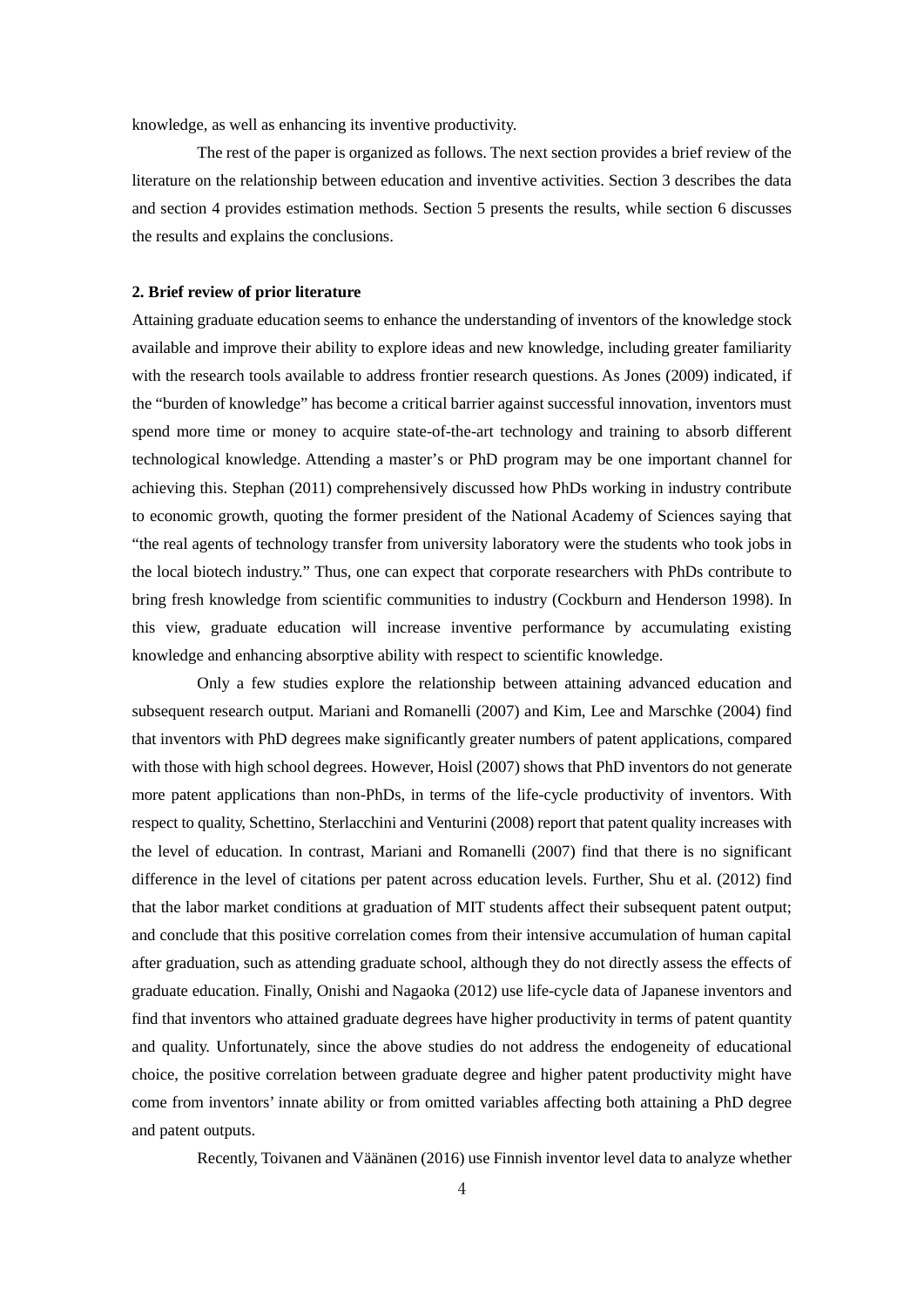knowledge, as well as enhancing its inventive productivity.

The rest of the paper is organized as follows. The next section provides a brief review of the literature on the relationship between education and inventive activities. Section 3 describes the data and section 4 provides estimation methods. Section 5 presents the results, while section 6 discusses the results and explains the conclusions.

## 2. Brief review of prior literature

Attaining graduate education seems to enhance the understanding of inventors of the knowledge stock available and improve their ability to explore ideas and new knowledge, including greater familiarity with the research tools available to address frontier research questions. As Jones (2009) indicated, if the "burden of knowledge" has become a critical barrier against successful innovation, inventors must spend more time or money to acquire state-of-the-art technology and training to absorb different technological knowledge. Attending a master's or PhD program may be one important channel for achieving this. Stephan (2011) comprehensively discussed how PhDs working in industry contribute to economic growth, quoting the former president of the National Academy of Sciences saying that "the real agents of technology transfer from university laboratory were the students who took jobs in the local biotech industry." Thus, one can expect that corporate researchers with PhDs contribute to bring fresh knowledge from scientific communities to industry (Cockburn and Henderson 1998). In this view, graduate education will increase inventive performance by accumulating existing knowledge and enhancing absorptive ability with respect to scientific knowledge.

Only a few studies explore the relationship between attaining advanced education and subsequent research output. Mariani and Romanelli (2007) and Kim, Lee and Marschke (2004) find that inventors with PhD degrees make significantly greater numbers of patent applications, compared with those with high school degrees. However, Hoisl (2007) shows that PhD inventors do not generate more patent applications than non-PhDs, in terms of the life-cycle productivity of inventors. With respect to quality, Schettino, Sterlacchini and Venturini (2008) report that patent quality increases with the level of education. In contrast, Mariani and Romanelli (2007) find that there is no significant difference in the level of citations per patent across education levels. Further, Shu et al. (2012) find that the labor market conditions at graduation of MIT students affect their subsequent patent output; and conclude that this positive correlation comes from their intensive accumulation of human capital after graduation, such as attending graduate school, although they do not directly assess the effects of graduate education. Finally, Onishi and Nagaoka (2012) use life-cycle data of Japanese inventors and find that inventors who attained graduate degrees have higher productivity in terms of patent quantity and quality. Unfortunately, since the above studies do not address the endogeneity of educational choice, the positive correlation between graduate degree and higher patent productivity might have come from inventors' innate ability or from omitted variables affecting both attaining a PhD degree and patent outputs.

Recently, Toivanen and Väänänen (2016) use Finnish inventor level data to analyze whether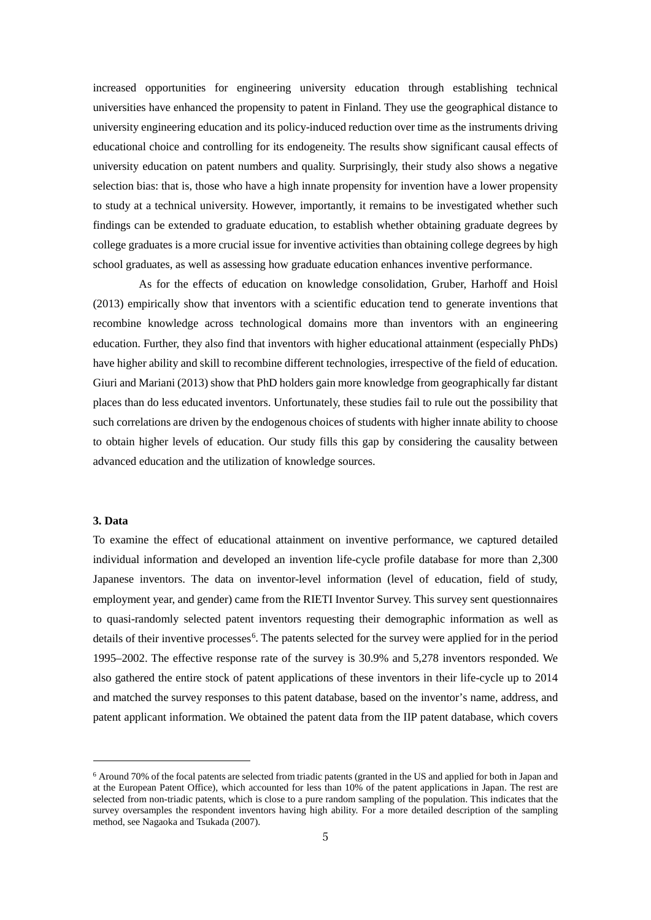increased opportunities for engineering university education through establishing technical universities have enhanced the propensity to patent in Finland. They use the geographical distance to university engineering education and its policy-induced reduction over time as the instruments driving educational choice and controlling for its endogeneity. The results show significant causal effects of university education on patent numbers and quality. Surprisingly, their study also shows a negative selection bias: that is, those who have a high innate propensity for invention have a lower propensity to study at a technical university. However, importantly, it remains to be investigated whether such findings can be extended to graduate education, to establish whether obtaining graduate degrees by college graduates is a more crucial issue for inventive activities than obtaining college degrees by high school graduates, as well as assessing how graduate education enhances inventive performance.

As for the effects of education on knowledge consolidation, Gruber, Harhoff and Hoisl (2013) empirically show that inventors with a scientific education tend to generate inventions that recombine knowledge across technological domains more than inventors with an engineering education. Further, they also find that inventors with higher educational attainment (especially PhDs) have higher ability and skill to recombine different technologies, irrespective of the field of education. Giuri and Mariani (2013) show that PhD holders gain more knowledge from geographically far distant places than do less educated inventors. Unfortunately, these studies fail to rule out the possibility that such correlations are driven by the endogenous choices of students with higher innate ability to choose to obtain higher levels of education. Our study fills this gap by considering the causality between advanced education and the utilization of knowledge sources.

### 3. Data

To examine the effect of educational attainment on inventive performance, we captured detailed individual information and developed an invention life-cycle profile database for more than 2,300 Japanese inventors. The data on inventor-level information (level of education, field of study, employment year, and gender) came from the RIETI Inventor Survey. This survey sent questionnaires to quasi-randomly selected patent inventors requesting their demographic information as well as details of their inventive processes[6]. The patents selected for the survey were applied for in the period 1995–2002. The effective response rate of the survey is 30.9% and 5,278 inventors responded. We also gathered the entire stock of patent applications of these inventors in their life-cycle up to 2014 and matched the survey responses to this patent database, based on the inventor's name, address, and patent applicant information. We obtained the patent data from the IIP patent database, which covers

[6] Around 70% of the focal patents are selected from triadic patents (granted in the US and applied for both in Japan and at the European Patent Office), which accounted for less than 10% of the patent applications in Japan. The rest are selected from non-triadic patents, which is close to a pure random sampling of the population. This indicates that the survey oversamples the respondent inventors having high ability. For a more detailed description of the sampling method, see Nagaoka and Tsukada (2007).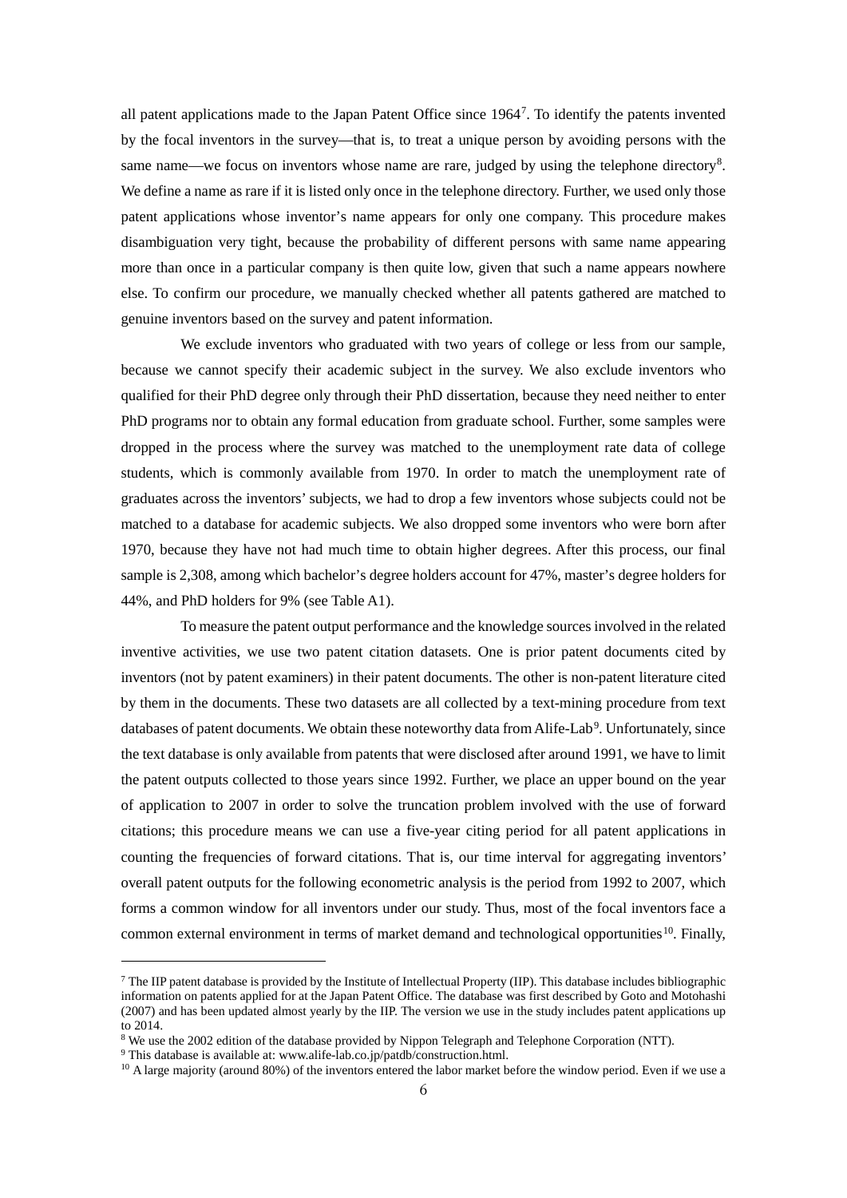all patent applications made to the Japan Patent Office since 1964[7]. To identify the patents invented by the focal inventors in the survey—that is, to treat a unique person by avoiding persons with the same name—we focus on inventors whose name are rare, judged by using the telephone directory[8]. We define a name as rare if it is listed only once in the telephone directory. Further, we used only those patent applications whose inventor's name appears for only one company. This procedure makes disambiguation very tight, because the probability of different persons with same name appearing more than once in a particular company is then quite low, given that such a name appears nowhere else. To confirm our procedure, we manually checked whether all patents gathered are matched to genuine inventors based on the survey and patent information.

We exclude inventors who graduated with two years of college or less from our sample, because we cannot specify their academic subject in the survey. We also exclude inventors who qualified for their PhD degree only through their PhD dissertation, because they need neither to enter PhD programs nor to obtain any formal education from graduate school. Further, some samples were dropped in the process where the survey was matched to the unemployment rate data of college students, which is commonly available from 1970. In order to match the unemployment rate of graduates across the inventors' subjects, we had to drop a few inventors whose subjects could not be matched to a database for academic subjects. We also dropped some inventors who were born after 1970, because they have not had much time to obtain higher degrees. After this process, our final sample is 2,308, among which bachelor's degree holders account for 47%, master's degree holders for 44%, and PhD holders for 9% (see Table A1).

To measure the patent output performance and the knowledge sources involved in the related inventive activities, we use two patent citation datasets. One is prior patent documents cited by inventors (not by patent examiners) in their patent documents. The other is non-patent literature cited by them in the documents. These two datasets are all collected by a text-mining procedure from text databases of patent documents. We obtain these noteworthy data from Alife-Lab[9]. Unfortunately, since the text database is only available from patents that were disclosed after around 1991, we have to limit the patent outputs collected to those years since 1992. Further, we place an upper bound on the year of application to 2007 in order to solve the truncation problem involved with the use of forward citations; this procedure means we can use a five-year citing period for all patent applications in counting the frequencies of forward citations. That is, our time interval for aggregating inventors' overall patent outputs for the following econometric analysis is the period from 1992 to 2007, which forms a common window for all inventors under our study. Thus, most of the focal inventors face a common external environment in terms of market demand and technological opportunities[10]. Finally,

---

[7] The IIP patent database is provided by the Institute of Intellectual Property (IIP). This database includes bibliographic information on patents applied for at the Japan Patent Office. The database was first described by Goto and Motohashi (2007) and has been updated almost yearly by the IIP. The version we use in the study includes patent applications up to 2014.

[8] We use the 2002 edition of the database provided by Nippon Telegraph and Telephone Corporation (NTT).

[9] This database is available at: www.alife-lab.co.jp/patdb/construction.html.

[10] A large majority (around 80%) of the inventors entered the labor market before the window period. Even if we use a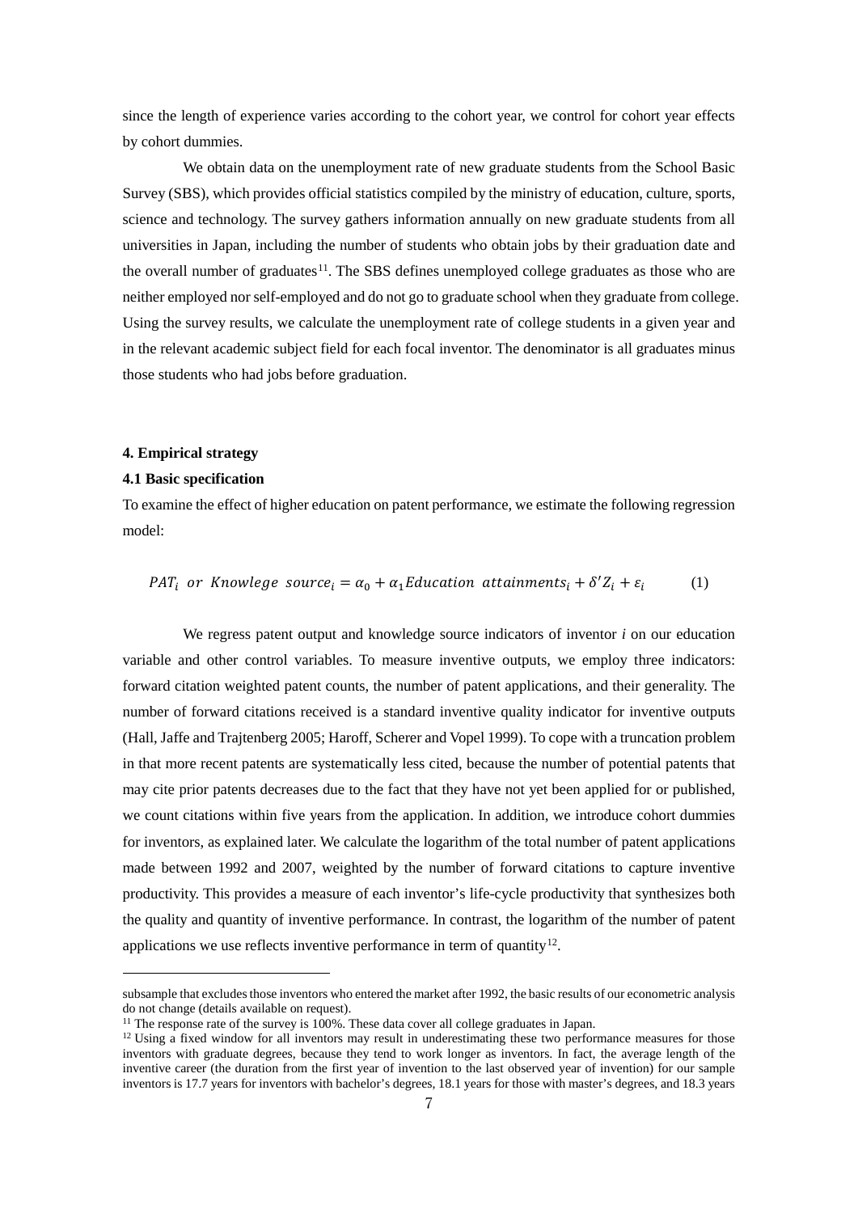since the length of experience varies according to the cohort year, we control for cohort year effects by cohort dummies.

We obtain data on the unemployment rate of new graduate students from the School Basic Survey (SBS), which provides official statistics compiled by the ministry of education, culture, sports, science and technology. The survey gathers information annually on new graduate students from all universities in Japan, including the number of students who obtain jobs by their graduation date and the overall number of graduates[11]. The SBS defines unemployed college graduates as those who are neither employed nor self-employed and do not go to graduate school when they graduate from college. Using the survey results, we calculate the unemployment rate of college students in a given year and in the relevant academic subject field for each focal inventor. The denominator is all graduates minus those students who had jobs before graduation.

## 4. Empirical strategy

### 4.1 Basic specification

To examine the effect of higher education on patent performance, we estimate the following regression model:

$$PAT_i \ \ or \ \ Knowlege \ \ source_i = \alpha_0 + \alpha_1 Education \ \ attainments_i + \delta' Z_i + \varepsilon_i \qquad (1)$$

We regress patent output and knowledge source indicators of inventor *i* on our education variable and other control variables. To measure inventive outputs, we employ three indicators: forward citation weighted patent counts, the number of patent applications, and their generality. The number of forward citations received is a standard inventive quality indicator for inventive outputs (Hall, Jaffe and Trajtenberg 2005; Haroff, Scherer and Vopel 1999). To cope with a truncation problem in that more recent patents are systematically less cited, because the number of potential patents that may cite prior patents decreases due to the fact that they have not yet been applied for or published, we count citations within five years from the application. In addition, we introduce cohort dummies for inventors, as explained later. We calculate the logarithm of the total number of patent applications made between 1992 and 2007, weighted by the number of forward citations to capture inventive productivity. This provides a measure of each inventor's life-cycle productivity that synthesizes both the quality and quantity of inventive performance. In contrast, the logarithm of the number of patent applications we use reflects inventive performance in term of quantity[12].

---

subsample that excludes those inventors who entered the market after 1992, the basic results of our econometric analysis do not change (details available on request).

[11] The response rate of the survey is 100%. These data cover all college graduates in Japan.

[12] Using a fixed window for all inventors may result in underestimating these two performance measures for those inventors with graduate degrees, because they tend to work longer as inventors. In fact, the average length of the inventive career (the duration from the first year of invention to the last observed year of invention) for our sample inventors is 17.7 years for inventors with bachelor's degrees, 18.1 years for those with master's degrees, and 18.3 years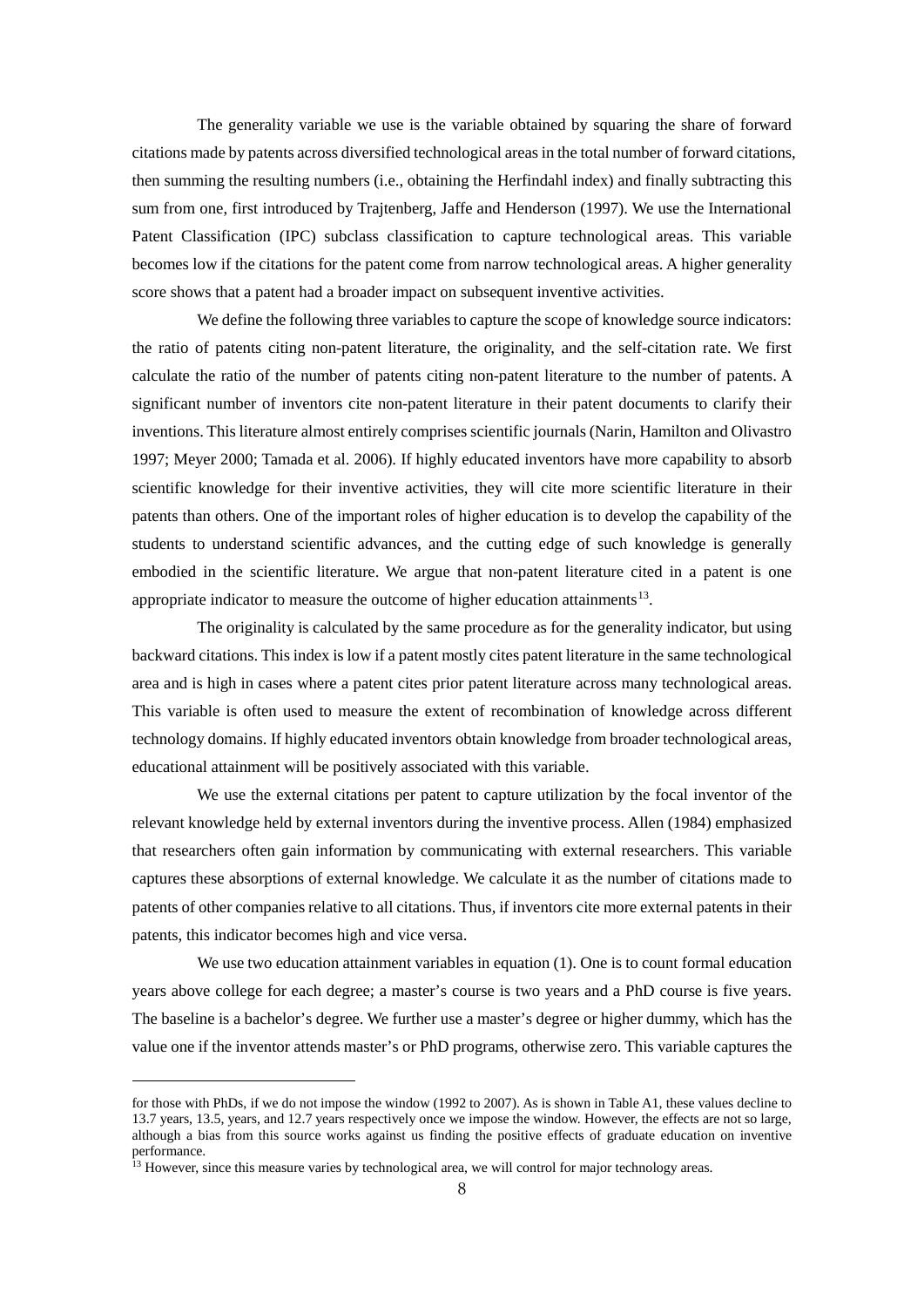The generality variable we use is the variable obtained by squaring the share of forward citations made by patents across diversified technological areas in the total number of forward citations, then summing the resulting numbers (i.e., obtaining the Herfindahl index) and finally subtracting this sum from one, first introduced by Trajtenberg, Jaffe and Henderson (1997). We use the International Patent Classification (IPC) subclass classification to capture technological areas. This variable becomes low if the citations for the patent come from narrow technological areas. A higher generality score shows that a patent had a broader impact on subsequent inventive activities.

We define the following three variables to capture the scope of knowledge source indicators: the ratio of patents citing non-patent literature, the originality, and the self-citation rate. We first calculate the ratio of the number of patents citing non-patent literature to the number of patents. A significant number of inventors cite non-patent literature in their patent documents to clarify their inventions. This literature almost entirely comprises scientific journals (Narin, Hamilton and Olivastro 1997; Meyer 2000; Tamada et al. 2006). If highly educated inventors have more capability to absorb scientific knowledge for their inventive activities, they will cite more scientific literature in their patents than others. One of the important roles of higher education is to develop the capability of the students to understand scientific advances, and the cutting edge of such knowledge is generally embodied in the scientific literature. We argue that non-patent literature cited in a patent is one appropriate indicator to measure the outcome of higher education attainments[13].

The originality is calculated by the same procedure as for the generality indicator, but using backward citations. This index is low if a patent mostly cites patent literature in the same technological area and is high in cases where a patent cites prior patent literature across many technological areas. This variable is often used to measure the extent of recombination of knowledge across different technology domains. If highly educated inventors obtain knowledge from broader technological areas, educational attainment will be positively associated with this variable.

We use the external citations per patent to capture utilization by the focal inventor of the relevant knowledge held by external inventors during the inventive process. Allen (1984) emphasized that researchers often gain information by communicating with external researchers. This variable captures these absorptions of external knowledge. We calculate it as the number of citations made to patents of other companies relative to all citations. Thus, if inventors cite more external patents in their patents, this indicator becomes high and vice versa.

We use two education attainment variables in equation (1). One is to count formal education years above college for each degree; a master's course is two years and a PhD course is five years. The baseline is a bachelor's degree. We further use a master's degree or higher dummy, which has the value one if the inventor attends master's or PhD programs, otherwise zero. This variable captures the

---

for those with PhDs, if we do not impose the window (1992 to 2007). As is shown in Table A1, these values decline to 13.7 years, 13.5, years, and 12.7 years respectively once we impose the window. However, the effects are not so large, although a bias from this source works against us finding the positive effects of graduate education on inventive performance.

[13] However, since this measure varies by technological area, we will control for major technology areas.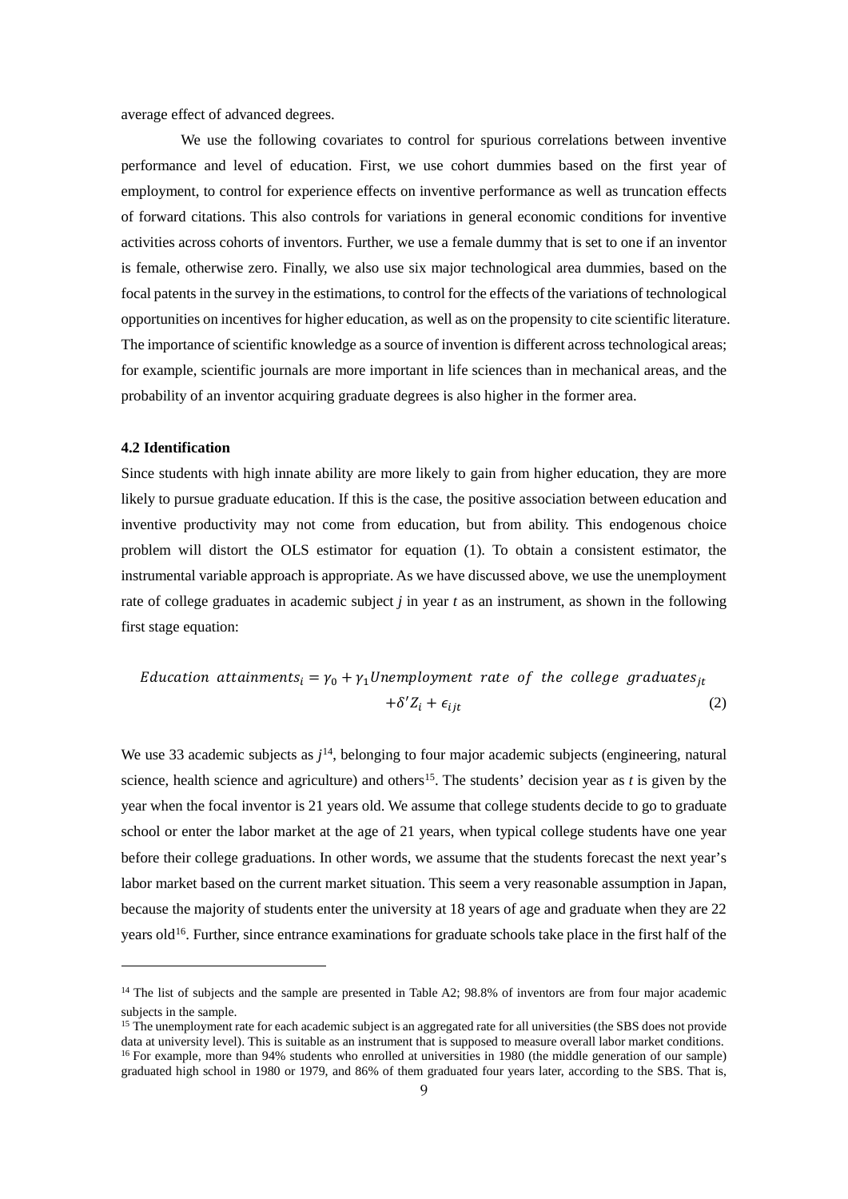average effect of advanced degrees.

We use the following covariates to control for spurious correlations between inventive performance and level of education. First, we use cohort dummies based on the first year of employment, to control for experience effects on inventive performance as well as truncation effects of forward citations. This also controls for variations in general economic conditions for inventive activities across cohorts of inventors. Further, we use a female dummy that is set to one if an inventor is female, otherwise zero. Finally, we also use six major technological area dummies, based on the focal patents in the survey in the estimations, to control for the effects of the variations of technological opportunities on incentives for higher education, as well as on the propensity to cite scientific literature. The importance of scientific knowledge as a source of invention is different across technological areas; for example, scientific journals are more important in life sciences than in mechanical areas, and the probability of an inventor acquiring graduate degrees is also higher in the former area.

### 4.2 Identification

Since students with high innate ability are more likely to gain from higher education, they are more likely to pursue graduate education. If this is the case, the positive association between education and inventive productivity may not come from education, but from ability. This endogenous choice problem will distort the OLS estimator for equation (1). To obtain a consistent estimator, the instrumental variable approach is appropriate. As we have discussed above, we use the unemployment rate of college graduates in academic subject *j* in year *t* as an instrument, as shown in the following first stage equation:

$$Education\ attainments_i = \gamma_0 + \gamma_1 Unemployment\ rate\ of\ the\ college\ graduates_{jt} + \delta' Z_i + \epsilon_{ijt} \tag{2}$$

We use 33 academic subjects as $j$[14], belonging to four major academic subjects (engineering, natural science, health science and agriculture) and others[15]. The students' decision year as *t* is given by the year when the focal inventor is 21 years old. We assume that college students decide to go to graduate school or enter the labor market at the age of 21 years, when typical college students have one year before their college graduations. In other words, we assume that the students forecast the next year's labor market based on the current market situation. This seem a very reasonable assumption in Japan, because the majority of students enter the university at 18 years of age and graduate when they are 22 years old[16]. Further, since entrance examinations for graduate schools take place in the first half of the

---

[14] The list of subjects and the sample are presented in Table A2; 98.8% of inventors are from four major academic subjects in the sample.

[15] The unemployment rate for each academic subject is an aggregated rate for all universities (the SBS does not provide data at university level). This is suitable as an instrument that is supposed to measure overall labor market conditions.

[16] For example, more than 94% students who enrolled at universities in 1980 (the middle generation of our sample) graduated high school in 1980 or 1979, and 86% of them graduated four years later, according to the SBS. That is,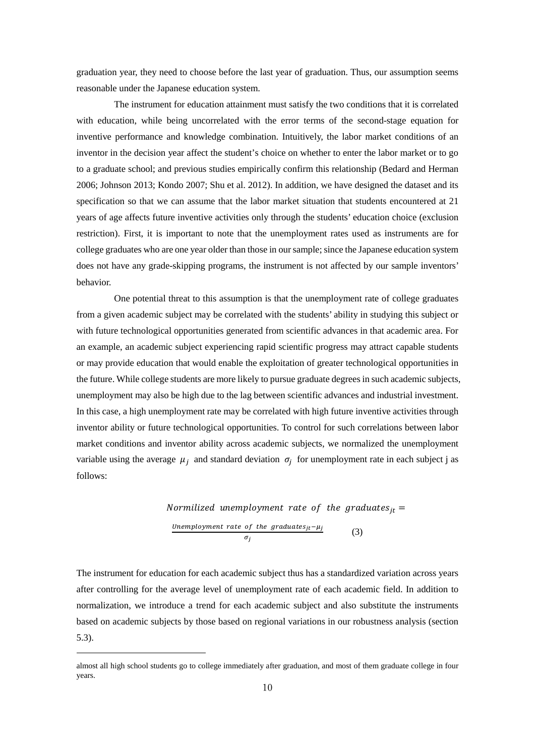graduation year, they need to choose before the last year of graduation. Thus, our assumption seems reasonable under the Japanese education system.

The instrument for education attainment must satisfy the two conditions that it is correlated with education, while being uncorrelated with the error terms of the second-stage equation for inventive performance and knowledge combination. Intuitively, the labor market conditions of an inventor in the decision year affect the student's choice on whether to enter the labor market or to go to a graduate school; and previous studies empirically confirm this relationship (Bedard and Herman 2006; Johnson 2013; Kondo 2007; Shu et al. 2012). In addition, we have designed the dataset and its specification so that we can assume that the labor market situation that students encountered at 21 years of age affects future inventive activities only through the students' education choice (exclusion restriction). First, it is important to note that the unemployment rates used as instruments are for college graduates who are one year older than those in our sample; since the Japanese education system does not have any grade-skipping programs, the instrument is not affected by our sample inventors' behavior.

One potential threat to this assumption is that the unemployment rate of college graduates from a given academic subject may be correlated with the students' ability in studying this subject or with future technological opportunities generated from scientific advances in that academic area. For an example, an academic subject experiencing rapid scientific progress may attract capable students or may provide education that would enable the exploitation of greater technological opportunities in the future. While college students are more likely to pursue graduate degrees in such academic subjects, unemployment may also be high due to the lag between scientific advances and industrial investment. In this case, a high unemployment rate may be correlated with high future inventive activities through inventor ability or future technological opportunities. To control for such correlations between labor market conditions and inventor ability across academic subjects, we normalized the unemployment variable using the average $\mu_j$ and standard deviation $\sigma_j$ for unemployment rate in each subject j as follows:

$$Normilized\ unemployment\ rate\ of\ the\ graduates_{jt} = \frac{Unemployment\ rate\ of\ the\ graduates_{jt} - \mu_j}{\sigma_j} \qquad (3)$$

The instrument for education for each academic subject thus has a standardized variation across years after controlling for the average level of unemployment rate of each academic field. In addition to normalization, we introduce a trend for each academic subject and also substitute the instruments based on academic subjects by those based on regional variations in our robustness analysis (section 5.3).

---

almost all high school students go to college immediately after graduation, and most of them graduate college in four years.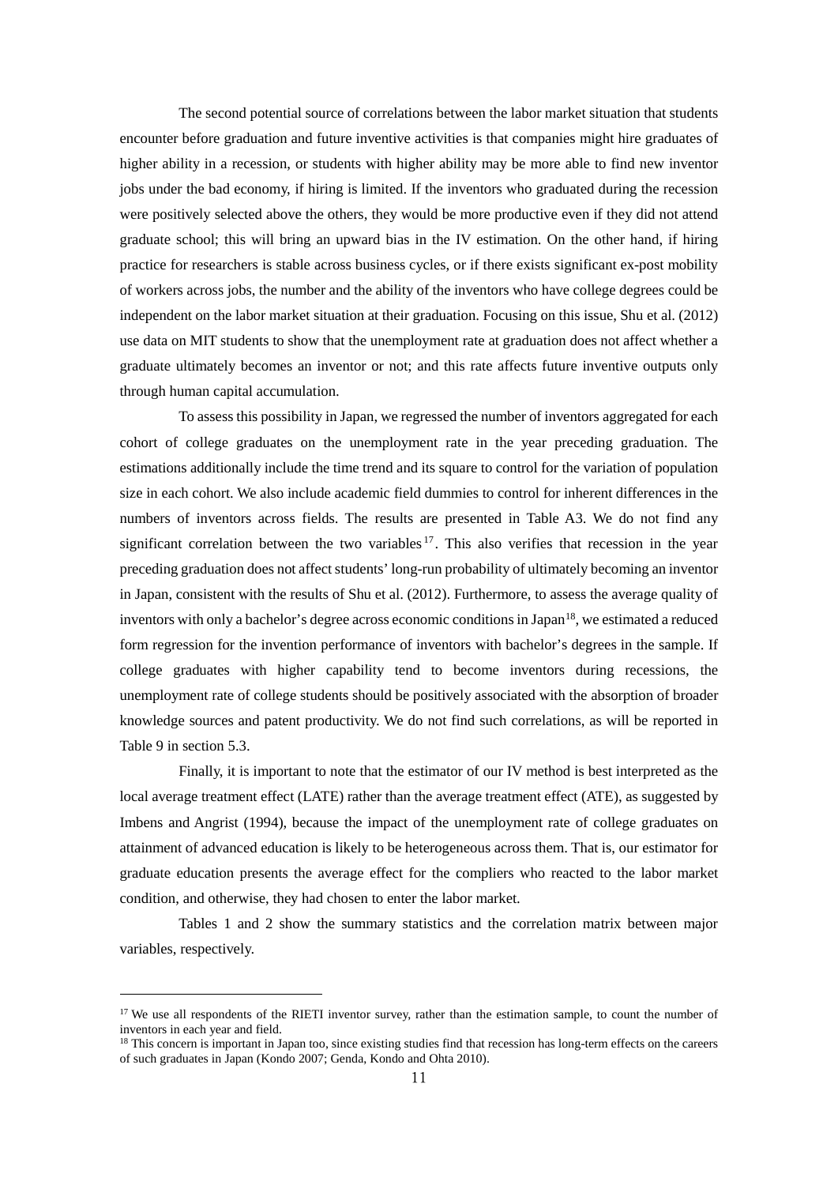The second potential source of correlations between the labor market situation that students encounter before graduation and future inventive activities is that companies might hire graduates of higher ability in a recession, or students with higher ability may be more able to find new inventor jobs under the bad economy, if hiring is limited. If the inventors who graduated during the recession were positively selected above the others, they would be more productive even if they did not attend graduate school; this will bring an upward bias in the IV estimation. On the other hand, if hiring practice for researchers is stable across business cycles, or if there exists significant ex-post mobility of workers across jobs, the number and the ability of the inventors who have college degrees could be independent on the labor market situation at their graduation. Focusing on this issue, Shu et al. (2012) use data on MIT students to show that the unemployment rate at graduation does not affect whether a graduate ultimately becomes an inventor or not; and this rate affects future inventive outputs only through human capital accumulation.

To assess this possibility in Japan, we regressed the number of inventors aggregated for each cohort of college graduates on the unemployment rate in the year preceding graduation. The estimations additionally include the time trend and its square to control for the variation of population size in each cohort. We also include academic field dummies to control for inherent differences in the numbers of inventors across fields. The results are presented in Table A3. We do not find any significant correlation between the two variables[17]. This also verifies that recession in the year preceding graduation does not affect students' long-run probability of ultimately becoming an inventor in Japan, consistent with the results of Shu et al. (2012). Furthermore, to assess the average quality of inventors with only a bachelor's degree across economic conditions in Japan[18], we estimated a reduced form regression for the invention performance of inventors with bachelor's degrees in the sample. If college graduates with higher capability tend to become inventors during recessions, the unemployment rate of college students should be positively associated with the absorption of broader knowledge sources and patent productivity. We do not find such correlations, as will be reported in Table 9 in section 5.3.

Finally, it is important to note that the estimator of our IV method is best interpreted as the local average treatment effect (LATE) rather than the average treatment effect (ATE), as suggested by Imbens and Angrist (1994), because the impact of the unemployment rate of college graduates on attainment of advanced education is likely to be heterogeneous across them. That is, our estimator for graduate education presents the average effect for the compliers who reacted to the labor market condition, and otherwise, they had chosen to enter the labor market.

Tables 1 and 2 show the summary statistics and the correlation matrix between major variables, respectively.

---

[17] We use all respondents of the RIETI inventor survey, rather than the estimation sample, to count the number of inventors in each year and field.

[18] This concern is important in Japan too, since existing studies find that recession has long-term effects on the careers of such graduates in Japan (Kondo 2007; Genda, Kondo and Ohta 2010).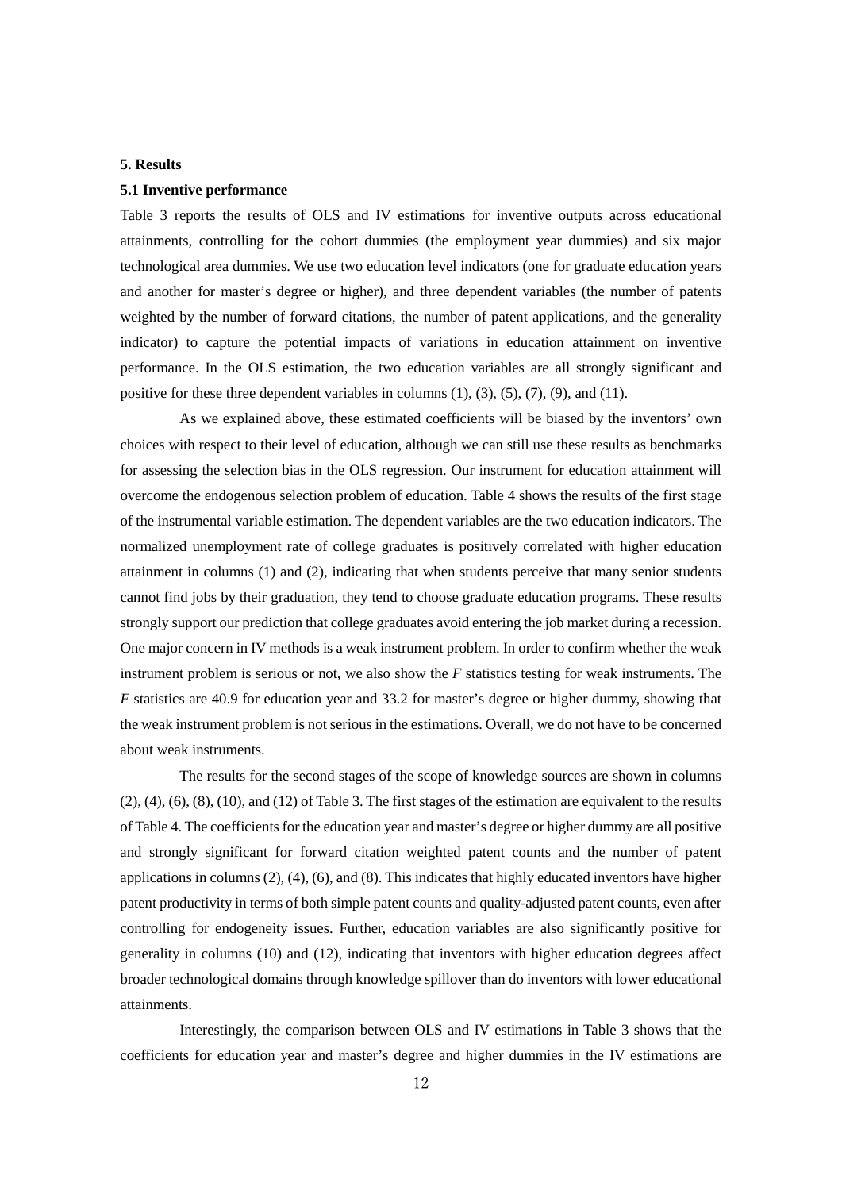## 5. Results

### 5.1 Inventive performance

Table 3 reports the results of OLS and IV estimations for inventive outputs across educational attainments, controlling for the cohort dummies (the employment year dummies) and six major technological area dummies. We use two education level indicators (one for graduate education years and another for master's degree or higher), and three dependent variables (the number of patents weighted by the number of forward citations, the number of patent applications, and the generality indicator) to capture the potential impacts of variations in education attainment on inventive performance. In the OLS estimation, the two education variables are all strongly significant and positive for these three dependent variables in columns (1), (3), (5), (7), (9), and (11).

As we explained above, these estimated coefficients will be biased by the inventors' own choices with respect to their level of education, although we can still use these results as benchmarks for assessing the selection bias in the OLS regression. Our instrument for education attainment will overcome the endogenous selection problem of education. Table 4 shows the results of the first stage of the instrumental variable estimation. The dependent variables are the two education indicators. The normalized unemployment rate of college graduates is positively correlated with higher education attainment in columns (1) and (2), indicating that when students perceive that many senior students cannot find jobs by their graduation, they tend to choose graduate education programs. These results strongly support our prediction that college graduates avoid entering the job market during a recession. One major concern in IV methods is a weak instrument problem. In order to confirm whether the weak instrument problem is serious or not, we also show the *F* statistics testing for weak instruments. The *F* statistics are 40.9 for education year and 33.2 for master's degree or higher dummy, showing that the weak instrument problem is not serious in the estimations. Overall, we do not have to be concerned about weak instruments.

The results for the second stages of the scope of knowledge sources are shown in columns (2), (4), (6), (8), (10), and (12) of Table 3. The first stages of the estimation are equivalent to the results of Table 4. The coefficients for the education year and master's degree or higher dummy are all positive and strongly significant for forward citation weighted patent counts and the number of patent applications in columns (2), (4), (6), and (8). This indicates that highly educated inventors have higher patent productivity in terms of both simple patent counts and quality-adjusted patent counts, even after controlling for endogeneity issues. Further, education variables are also significantly positive for generality in columns (10) and (12), indicating that inventors with higher education degrees affect broader technological domains through knowledge spillover than do inventors with lower educational attainments.

Interestingly, the comparison between OLS and IV estimations in Table 3 shows that the coefficients for education year and master's degree and higher dummies in the IV estimations are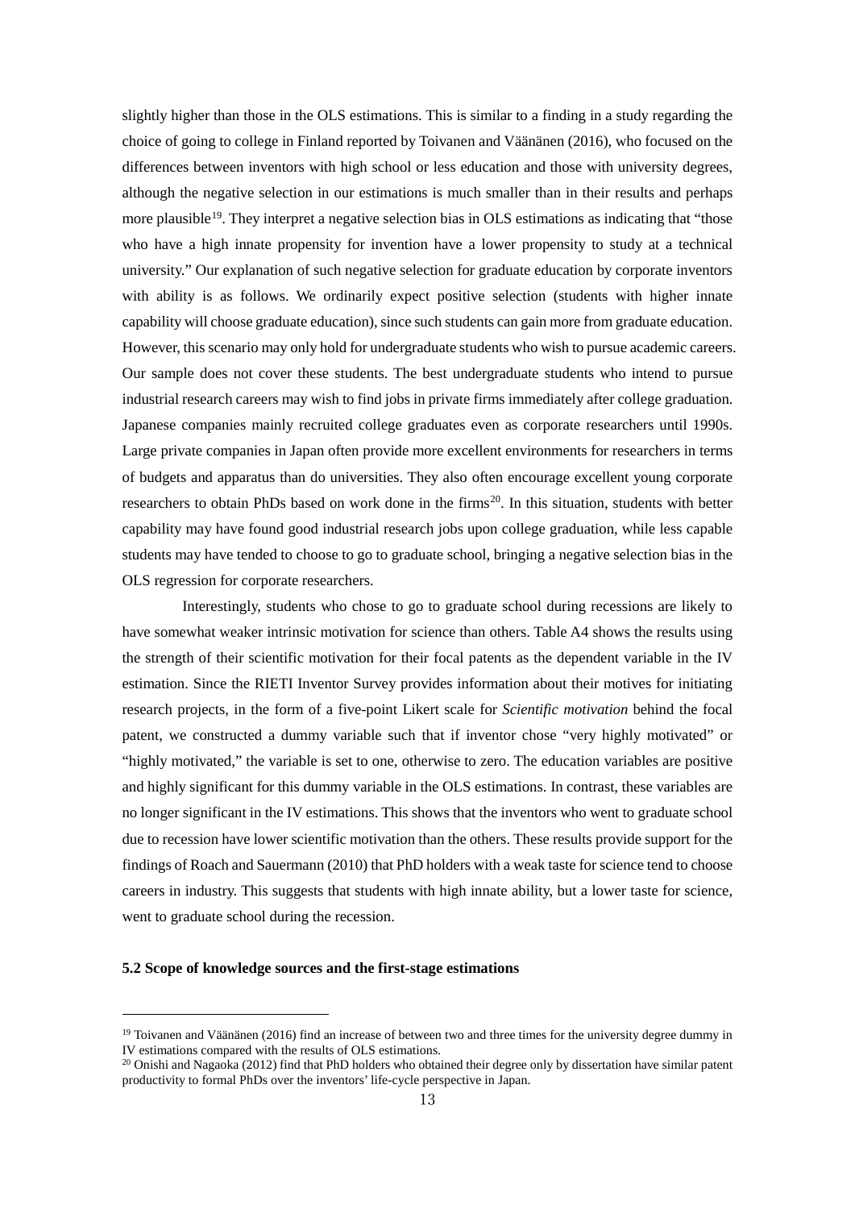slightly higher than those in the OLS estimations. This is similar to a finding in a study regarding the choice of going to college in Finland reported by Toivanen and Väänänen (2016), who focused on the differences between inventors with high school or less education and those with university degrees, although the negative selection in our estimations is much smaller than in their results and perhaps more plausible[19]. They interpret a negative selection bias in OLS estimations as indicating that "those who have a high innate propensity for invention have a lower propensity to study at a technical university." Our explanation of such negative selection for graduate education by corporate inventors with ability is as follows. We ordinarily expect positive selection (students with higher innate capability will choose graduate education), since such students can gain more from graduate education. However, this scenario may only hold for undergraduate students who wish to pursue academic careers. Our sample does not cover these students. The best undergraduate students who intend to pursue industrial research careers may wish to find jobs in private firms immediately after college graduation. Japanese companies mainly recruited college graduates even as corporate researchers until 1990s. Large private companies in Japan often provide more excellent environments for researchers in terms of budgets and apparatus than do universities. They also often encourage excellent young corporate researchers to obtain PhDs based on work done in the firms[20]. In this situation, students with better capability may have found good industrial research jobs upon college graduation, while less capable students may have tended to choose to go to graduate school, bringing a negative selection bias in the OLS regression for corporate researchers.

Interestingly, students who chose to go to graduate school during recessions are likely to have somewhat weaker intrinsic motivation for science than others. Table A4 shows the results using the strength of their scientific motivation for their focal patents as the dependent variable in the IV estimation. Since the RIETI Inventor Survey provides information about their motives for initiating research projects, in the form of a five-point Likert scale for *Scientific motivation* behind the focal patent, we constructed a dummy variable such that if inventor chose "very highly motivated" or "highly motivated," the variable is set to one, otherwise to zero. The education variables are positive and highly significant for this dummy variable in the OLS estimations. In contrast, these variables are no longer significant in the IV estimations. This shows that the inventors who went to graduate school due to recession have lower scientific motivation than the others. These results provide support for the findings of Roach and Sauermann (2010) that PhD holders with a weak taste for science tend to choose careers in industry. This suggests that students with high innate ability, but a lower taste for science, went to graduate school during the recession.

### 5.2 Scope of knowledge sources and the first-stage estimations

---

[19] Toivanen and Väänänen (2016) find an increase of between two and three times for the university degree dummy in IV estimations compared with the results of OLS estimations.

[20] Onishi and Nagaoka (2012) find that PhD holders who obtained their degree only by dissertation have similar patent productivity to formal PhDs over the inventors' life-cycle perspective in Japan.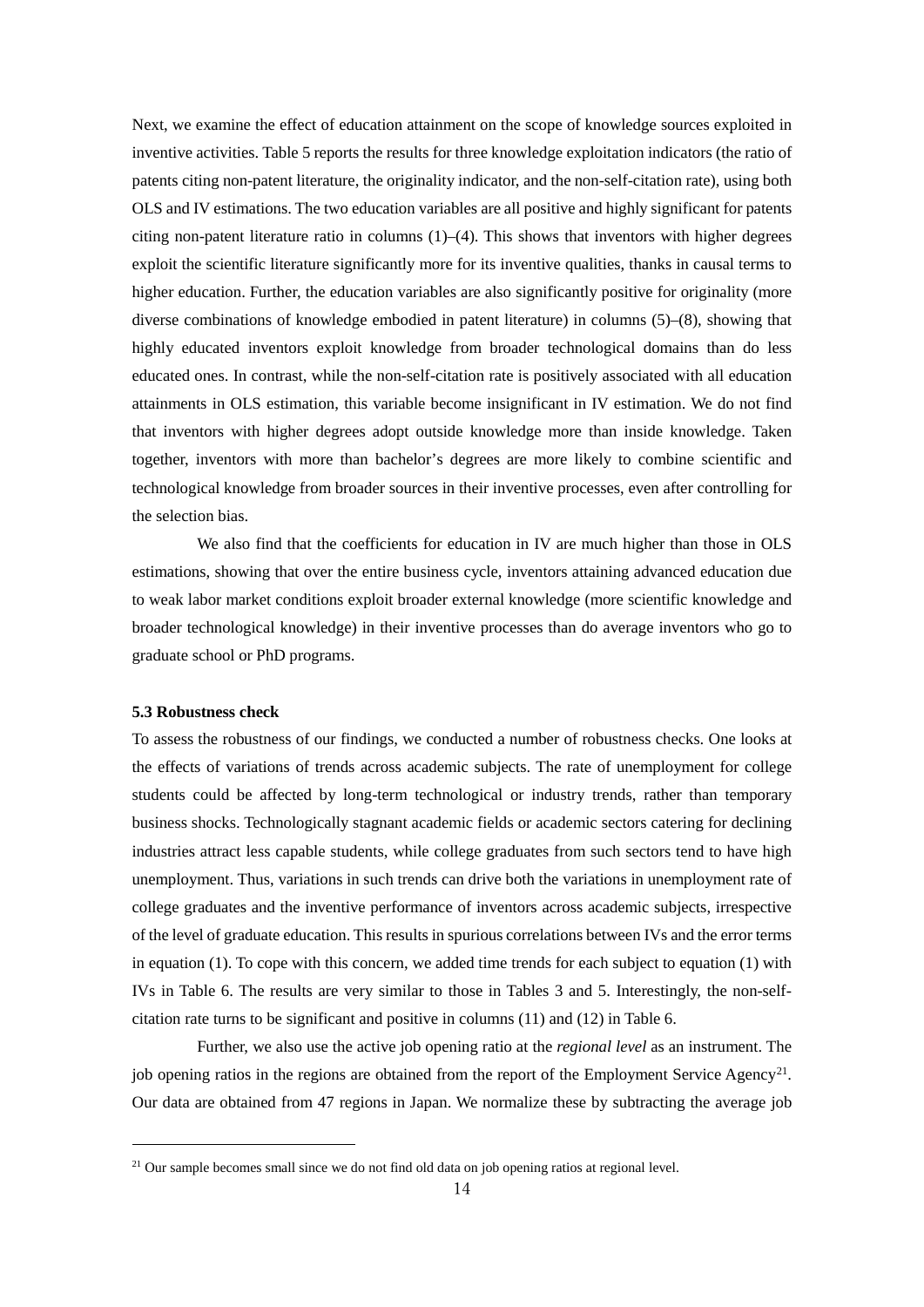Next, we examine the effect of education attainment on the scope of knowledge sources exploited in inventive activities. Table 5 reports the results for three knowledge exploitation indicators (the ratio of patents citing non-patent literature, the originality indicator, and the non-self-citation rate), using both OLS and IV estimations. The two education variables are all positive and highly significant for patents citing non-patent literature ratio in columns (1)–(4). This shows that inventors with higher degrees exploit the scientific literature significantly more for its inventive qualities, thanks in causal terms to higher education. Further, the education variables are also significantly positive for originality (more diverse combinations of knowledge embodied in patent literature) in columns (5)–(8), showing that highly educated inventors exploit knowledge from broader technological domains than do less educated ones. In contrast, while the non-self-citation rate is positively associated with all education attainments in OLS estimation, this variable become insignificant in IV estimation. We do not find that inventors with higher degrees adopt outside knowledge more than inside knowledge. Taken together, inventors with more than bachelor's degrees are more likely to combine scientific and technological knowledge from broader sources in their inventive processes, even after controlling for the selection bias.

We also find that the coefficients for education in IV are much higher than those in OLS estimations, showing that over the entire business cycle, inventors attaining advanced education due to weak labor market conditions exploit broader external knowledge (more scientific knowledge and broader technological knowledge) in their inventive processes than do average inventors who go to graduate school or PhD programs.

### 5.3 Robustness check

To assess the robustness of our findings, we conducted a number of robustness checks. One looks at the effects of variations of trends across academic subjects. The rate of unemployment for college students could be affected by long-term technological or industry trends, rather than temporary business shocks. Technologically stagnant academic fields or academic sectors catering for declining industries attract less capable students, while college graduates from such sectors tend to have high unemployment. Thus, variations in such trends can drive both the variations in unemployment rate of college graduates and the inventive performance of inventors across academic subjects, irrespective of the level of graduate education. This results in spurious correlations between IVs and the error terms in equation (1). To cope with this concern, we added time trends for each subject to equation (1) with IVs in Table 6. The results are very similar to those in Tables 3 and 5. Interestingly, the non-self-citation rate turns to be significant and positive in columns (11) and (12) in Table 6.

Further, we also use the active job opening ratio at the *regional level* as an instrument. The job opening ratios in the regions are obtained from the report of the Employment Service Agency[21]. Our data are obtained from 47 regions in Japan. We normalize these by subtracting the average job

[21] Our sample becomes small since we do not find old data on job opening ratios at regional level.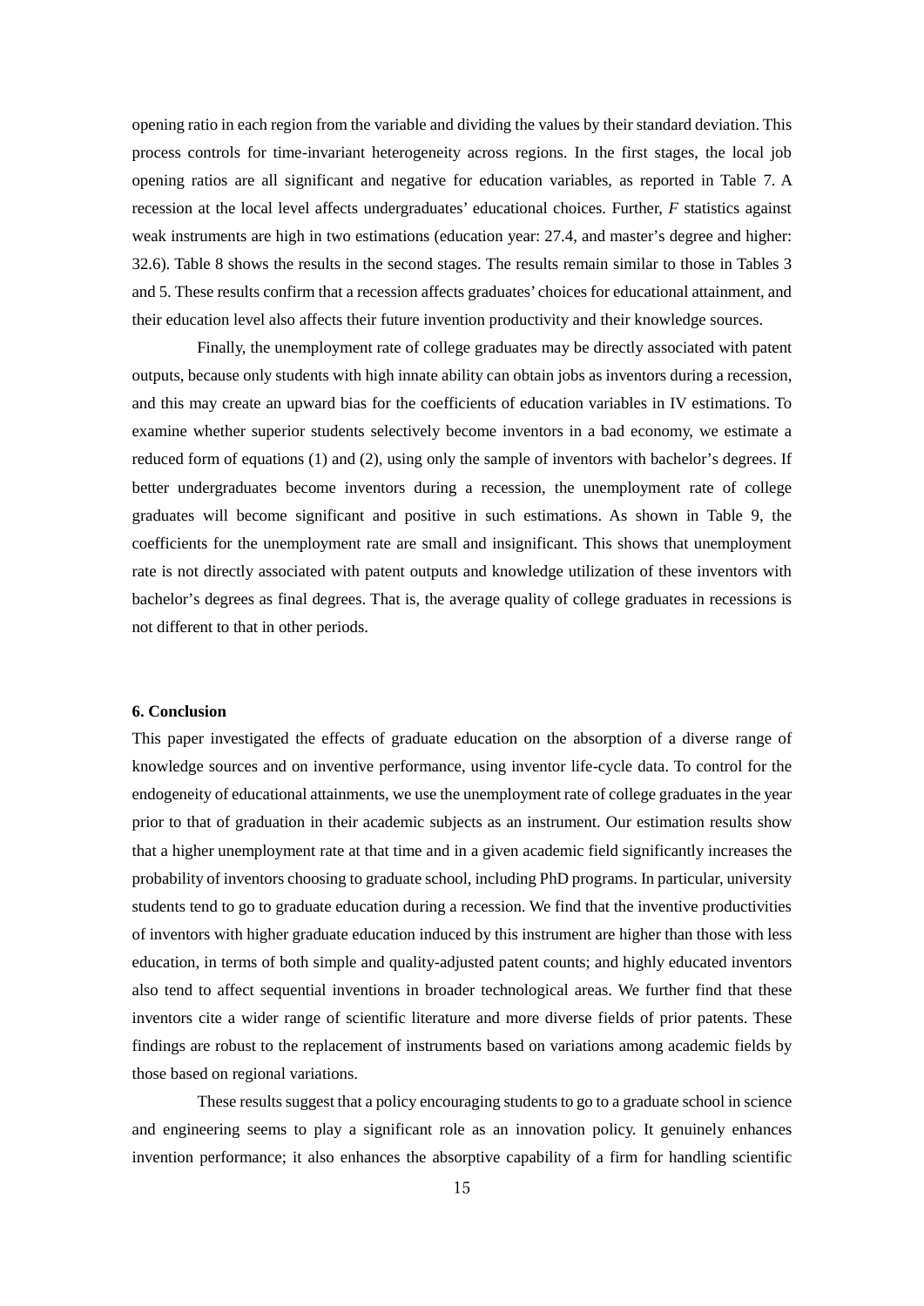opening ratio in each region from the variable and dividing the values by their standard deviation. This process controls for time-invariant heterogeneity across regions. In the first stages, the local job opening ratios are all significant and negative for education variables, as reported in Table 7. A recession at the local level affects undergraduates' educational choices. Further, *F* statistics against weak instruments are high in two estimations (education year: 27.4, and master's degree and higher: 32.6). Table 8 shows the results in the second stages. The results remain similar to those in Tables 3 and 5. These results confirm that a recession affects graduates' choices for educational attainment, and their education level also affects their future invention productivity and their knowledge sources.

Finally, the unemployment rate of college graduates may be directly associated with patent outputs, because only students with high innate ability can obtain jobs as inventors during a recession, and this may create an upward bias for the coefficients of education variables in IV estimations. To examine whether superior students selectively become inventors in a bad economy, we estimate a reduced form of equations (1) and (2), using only the sample of inventors with bachelor's degrees. If better undergraduates become inventors during a recession, the unemployment rate of college graduates will become significant and positive in such estimations. As shown in Table 9, the coefficients for the unemployment rate are small and insignificant. This shows that unemployment rate is not directly associated with patent outputs and knowledge utilization of these inventors with bachelor's degrees as final degrees. That is, the average quality of college graduates in recessions is not different to that in other periods.

## 6. Conclusion

This paper investigated the effects of graduate education on the absorption of a diverse range of knowledge sources and on inventive performance, using inventor life-cycle data. To control for the endogeneity of educational attainments, we use the unemployment rate of college graduates in the year prior to that of graduation in their academic subjects as an instrument. Our estimation results show that a higher unemployment rate at that time and in a given academic field significantly increases the probability of inventors choosing to graduate school, including PhD programs. In particular, university students tend to go to graduate education during a recession. We find that the inventive productivities of inventors with higher graduate education induced by this instrument are higher than those with less education, in terms of both simple and quality-adjusted patent counts; and highly educated inventors also tend to affect sequential inventions in broader technological areas. We further find that these inventors cite a wider range of scientific literature and more diverse fields of prior patents. These findings are robust to the replacement of instruments based on variations among academic fields by those based on regional variations.

These results suggest that a policy encouraging students to go to a graduate school in science and engineering seems to play a significant role as an innovation policy. It genuinely enhances invention performance; it also enhances the absorptive capability of a firm for handling scientific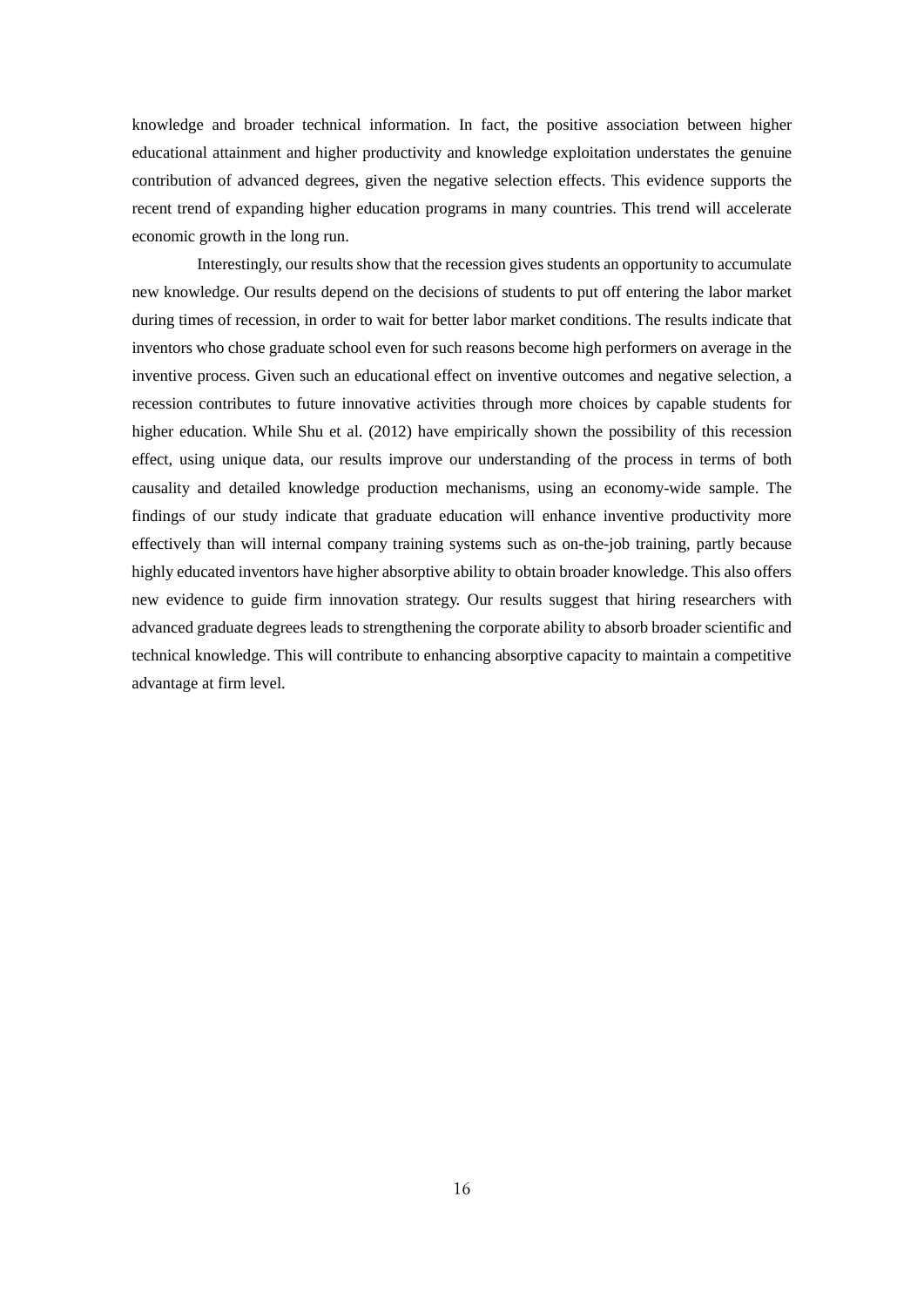knowledge and broader technical information. In fact, the positive association between higher educational attainment and higher productivity and knowledge exploitation understates the genuine contribution of advanced degrees, given the negative selection effects. This evidence supports the recent trend of expanding higher education programs in many countries. This trend will accelerate economic growth in the long run.

Interestingly, our results show that the recession gives students an opportunity to accumulate new knowledge. Our results depend on the decisions of students to put off entering the labor market during times of recession, in order to wait for better labor market conditions. The results indicate that inventors who chose graduate school even for such reasons become high performers on average in the inventive process. Given such an educational effect on inventive outcomes and negative selection, a recession contributes to future innovative activities through more choices by capable students for higher education. While Shu et al. (2012) have empirically shown the possibility of this recession effect, using unique data, our results improve our understanding of the process in terms of both causality and detailed knowledge production mechanisms, using an economy-wide sample. The findings of our study indicate that graduate education will enhance inventive productivity more effectively than will internal company training systems such as on-the-job training, partly because highly educated inventors have higher absorptive ability to obtain broader knowledge. This also offers new evidence to guide firm innovation strategy. Our results suggest that hiring researchers with advanced graduate degrees leads to strengthening the corporate ability to absorb broader scientific and technical knowledge. This will contribute to enhancing absorptive capacity to maintain a competitive advantage at firm level.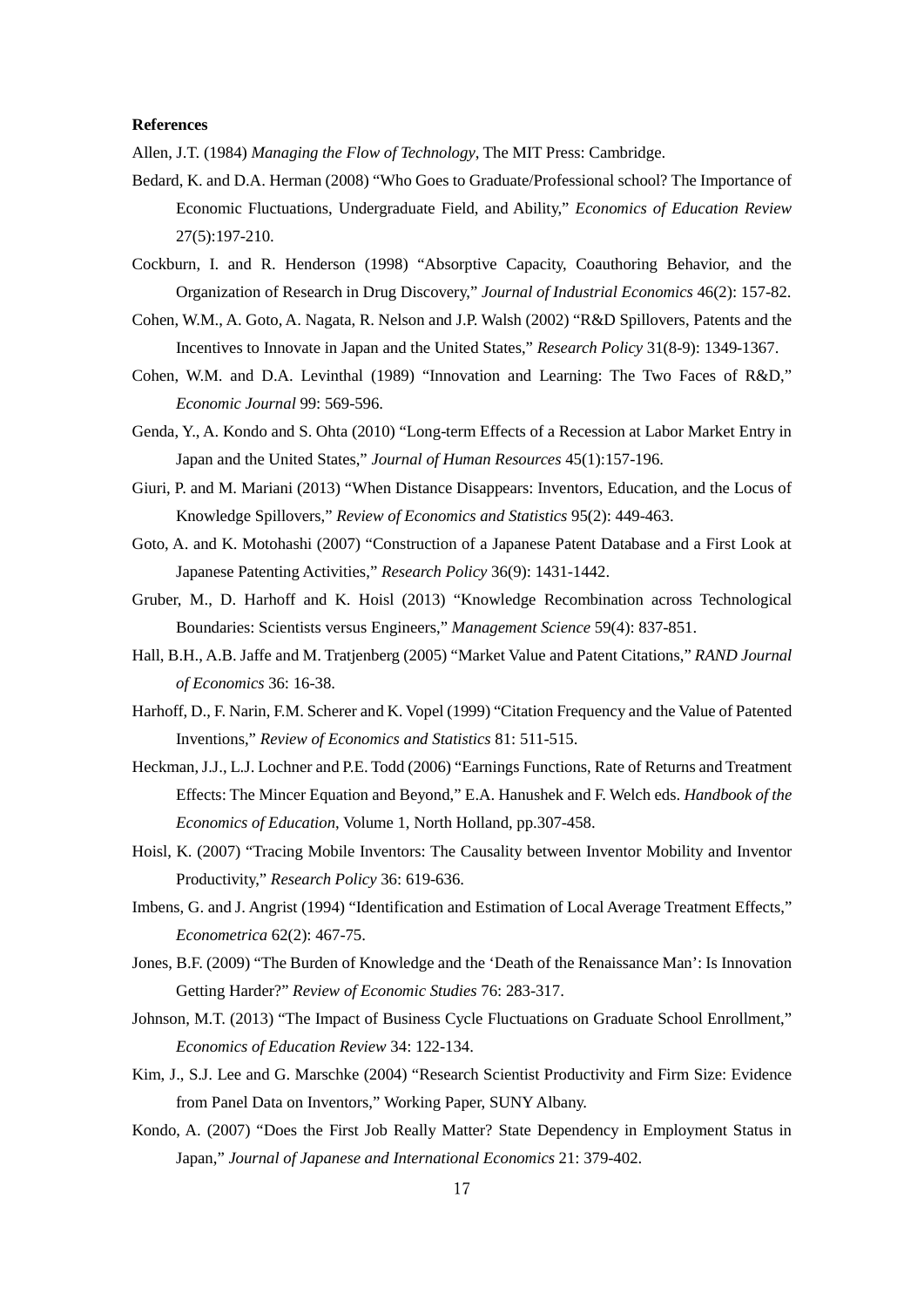**References**

Allen, J.T. (1984) *Managing the Flow of Technology*, The MIT Press: Cambridge.

Bedard, K. and D.A. Herman (2008) "Who Goes to Graduate/Professional school? The Importance of Economic Fluctuations, Undergraduate Field, and Ability," *Economics of Education Review* 27(5):197-210.

Cockburn, I. and R. Henderson (1998) "Absorptive Capacity, Coauthoring Behavior, and the Organization of Research in Drug Discovery," *Journal of Industrial Economics* 46(2): 157-82.

Cohen, W.M., A. Goto, A. Nagata, R. Nelson and J.P. Walsh (2002) "R&D Spillovers, Patents and the Incentives to Innovate in Japan and the United States," *Research Policy* 31(8-9): 1349-1367.

Cohen, W.M. and D.A. Levinthal (1989) "Innovation and Learning: The Two Faces of R&D," *Economic Journal* 99: 569-596.

Genda, Y., A. Kondo and S. Ohta (2010) "Long-term Effects of a Recession at Labor Market Entry in Japan and the United States," *Journal of Human Resources* 45(1):157-196.

Giuri, P. and M. Mariani (2013) "When Distance Disappears: Inventors, Education, and the Locus of Knowledge Spillovers," *Review of Economics and Statistics* 95(2): 449-463.

Goto, A. and K. Motohashi (2007) "Construction of a Japanese Patent Database and a First Look at Japanese Patenting Activities," *Research Policy* 36(9): 1431-1442.

Gruber, M., D. Harhoff and K. Hoisl (2013) "Knowledge Recombination across Technological Boundaries: Scientists versus Engineers," *Management Science* 59(4): 837-851.

Hall, B.H., A.B. Jaffe and M. Tratjenberg (2005) "Market Value and Patent Citations," *RAND Journal of Economics* 36: 16-38.

Harhoff, D., F. Narin, F.M. Scherer and K. Vopel (1999) "Citation Frequency and the Value of Patented Inventions," *Review of Economics and Statistics* 81: 511-515.

Heckman, J.J., L.J. Lochner and P.E. Todd (2006) "Earnings Functions, Rate of Returns and Treatment Effects: The Mincer Equation and Beyond," E.A. Hanushek and F. Welch eds. *Handbook of the Economics of Education*, Volume 1, North Holland, pp.307-458.

Hoisl, K. (2007) "Tracing Mobile Inventors: The Causality between Inventor Mobility and Inventor Productivity," *Research Policy* 36: 619-636.

Imbens, G. and J. Angrist (1994) "Identification and Estimation of Local Average Treatment Effects," *Econometrica* 62(2): 467-75.

Jones, B.F. (2009) "The Burden of Knowledge and the 'Death of the Renaissance Man': Is Innovation Getting Harder?" *Review of Economic Studies* 76: 283-317.

Johnson, M.T. (2013) "The Impact of Business Cycle Fluctuations on Graduate School Enrollment," *Economics of Education Review* 34: 122-134.

Kim, J., S.J. Lee and G. Marschke (2004) "Research Scientist Productivity and Firm Size: Evidence from Panel Data on Inventors," Working Paper, SUNY Albany.

Kondo, A. (2007) "Does the First Job Really Matter? State Dependency in Employment Status in Japan," *Journal of Japanese and International Economics* 21: 379-402.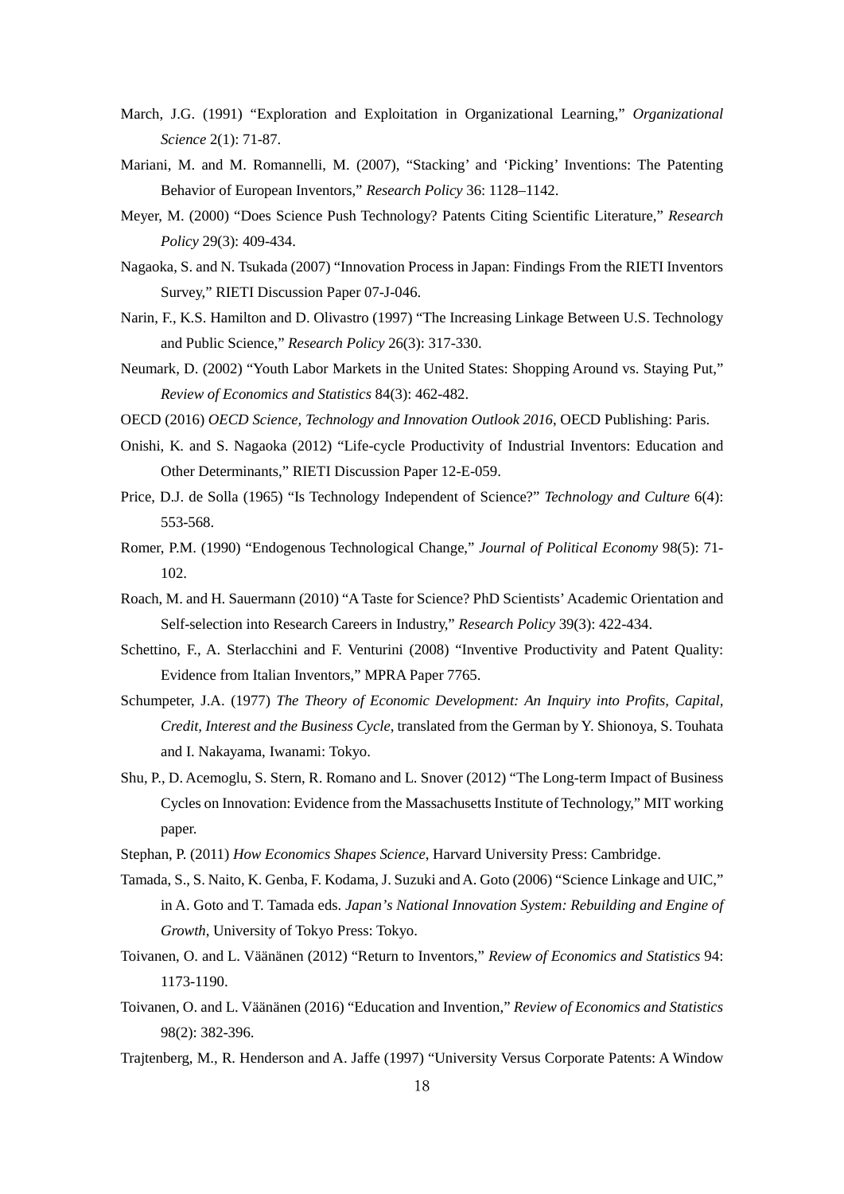March, J.G. (1991) "Exploration and Exploitation in Organizational Learning," *Organizational Science* 2(1): 71-87.

Mariani, M. and M. Romannelli, M. (2007), "'Stacking' and 'Picking' Inventions: The Patenting Behavior of European Inventors," *Research Policy* 36: 1128–1142.

Meyer, M. (2000) "Does Science Push Technology? Patents Citing Scientific Literature," *Research Policy* 29(3): 409-434.

Nagaoka, S. and N. Tsukada (2007) "Innovation Process in Japan: Findings From the RIETI Inventors Survey," RIETI Discussion Paper 07-J-046.

Narin, F., K.S. Hamilton and D. Olivastro (1997) "The Increasing Linkage Between U.S. Technology and Public Science," *Research Policy* 26(3): 317-330.

Neumark, D. (2002) "Youth Labor Markets in the United States: Shopping Around vs. Staying Put," *Review of Economics and Statistics* 84(3): 462-482.

OECD (2016) *OECD Science, Technology and Innovation Outlook 2016*, OECD Publishing: Paris.

Onishi, K. and S. Nagaoka (2012) "Life-cycle Productivity of Industrial Inventors: Education and Other Determinants," RIETI Discussion Paper 12-E-059.

Price, D.J. de Solla (1965) "Is Technology Independent of Science?" *Technology and Culture* 6(4): 553-568.

Romer, P.M. (1990) "Endogenous Technological Change," *Journal of Political Economy* 98(5): 71-102.

Roach, M. and H. Sauermann (2010) "A Taste for Science? PhD Scientists' Academic Orientation and Self-selection into Research Careers in Industry," *Research Policy* 39(3): 422-434.

Schettino, F., A. Sterlacchini and F. Venturini (2008) "Inventive Productivity and Patent Quality: Evidence from Italian Inventors," MPRA Paper 7765.

Schumpeter, J.A. (1977) *The Theory of Economic Development: An Inquiry into Profits, Capital, Credit, Interest and the Business Cycle*, translated from the German by Y. Shionoya, S. Touhata and I. Nakayama, Iwanami: Tokyo.

Shu, P., D. Acemoglu, S. Stern, R. Romano and L. Snover (2012) "The Long-term Impact of Business Cycles on Innovation: Evidence from the Massachusetts Institute of Technology," MIT working paper.

Stephan, P. (2011) *How Economics Shapes Science*, Harvard University Press: Cambridge.

Tamada, S., S. Naito, K. Genba, F. Kodama, J. Suzuki and A. Goto (2006) "Science Linkage and UIC," in A. Goto and T. Tamada eds. *Japan's National Innovation System: Rebuilding and Engine of Growth*, University of Tokyo Press: Tokyo.

Toivanen, O. and L. Väänänen (2012) "Return to Inventors," *Review of Economics and Statistics* 94: 1173-1190.

Toivanen, O. and L. Väänänen (2016) "Education and Invention," *Review of Economics and Statistics* 98(2): 382-396.

Trajtenberg, M., R. Henderson and A. Jaffe (1997) "University Versus Corporate Patents: A Window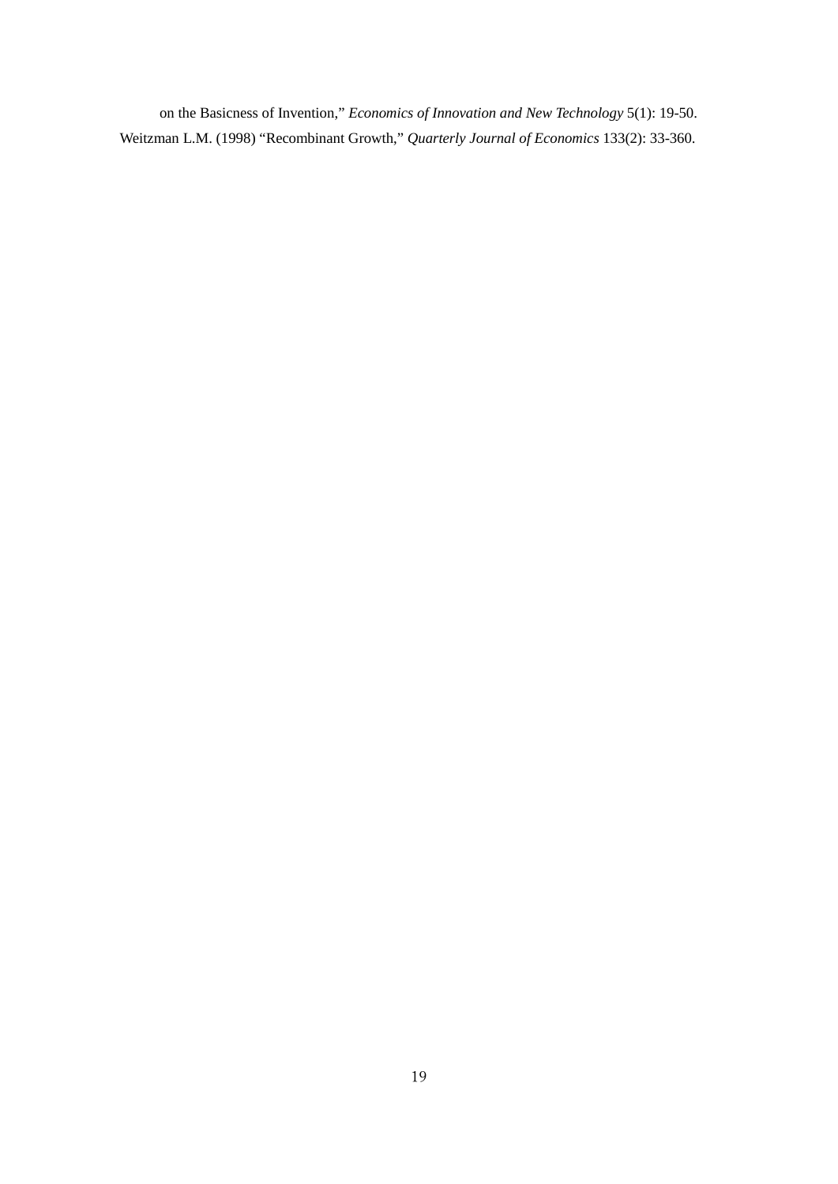on the Basicness of Invention," *Economics of Innovation and New Technology* 5(1): 19-50.

Weitzman L.M. (1998) "Recombinant Growth," *Quarterly Journal of Economics* 133(2): 33-360.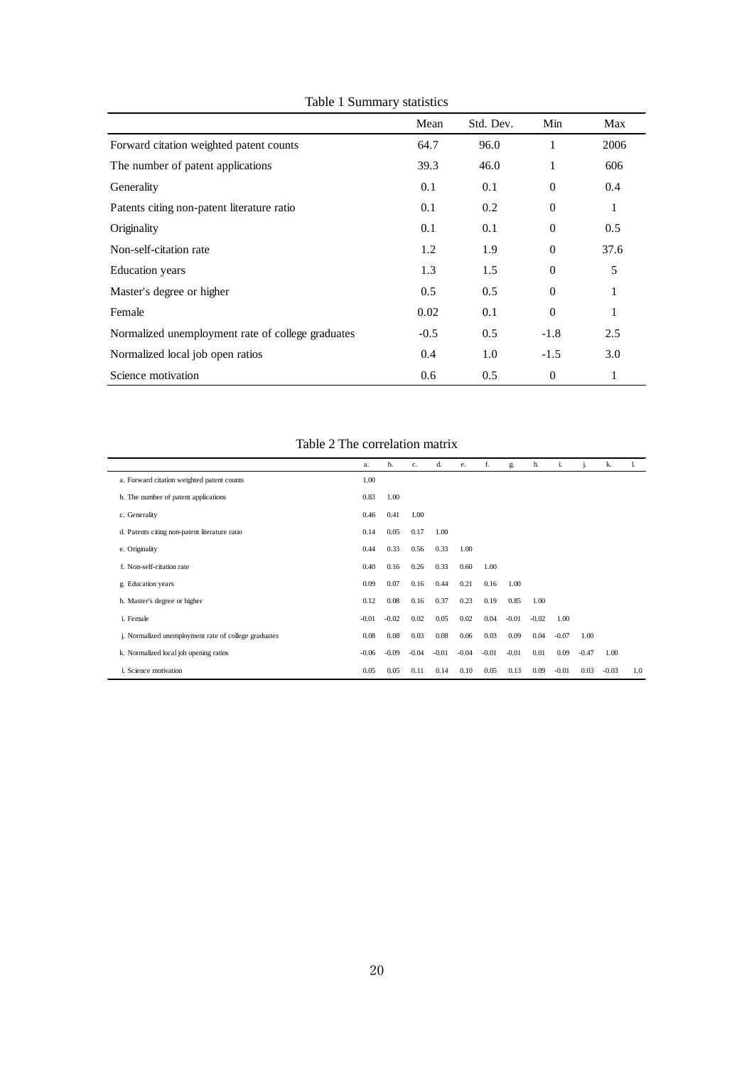Table 1 Summary statistics

| | Mean | Std. Dev. | Min | Max |
|---|---|---|---|---|
| Forward citation weighted patent counts | 64.7 | 96.0 | 1 | 2006 |
| The number of patent applications | 39.3 | 46.0 | 1 | 606 |
| Generality | 0.1 | 0.1 | 0 | 0.4 |
| Patents citing non-patent literature ratio | 0.1 | 0.2 | 0 | 1 |
| Originality | 0.1 | 0.1 | 0 | 0.5 |
| Non-self-citation rate | 1.2 | 1.9 | 0 | 37.6 |
| Education years | 1.3 | 1.5 | 0 | 5 |
| Master's degree or higher | 0.5 | 0.5 | 0 | 1 |
| Female | 0.02 | 0.1 | 0 | 1 |
| Normalized unemployment rate of college graduates | -0.5 | 0.5 | -1.8 | 2.5 |
| Normalized local job open ratios | 0.4 | 1.0 | -1.5 | 3.0 |
| Science motivation | 0.6 | 0.5 | 0 | 1 |

Table 2 The correlation matrix

| | a. | b. | c. | d. | e. | f. | g. | h. | i. | j. | k. | l. |
|---|---|---|---|---|---|---|---|---|---|---|---|---|
| a. Forward citation weighted patent counts | 1.00 | | | | | | | | | | | |
| b. The number of patent applications | 0.83 | 1.00 | | | | | | | | | | |
| c. Generality | 0.46 | 0.41 | 1.00 | | | | | | | | | |
| d. Patents citing non-patent literature ratio | 0.14 | 0.05 | 0.17 | 1.00 | | | | | | | | |
| e. Originality | 0.44 | 0.33 | 0.56 | 0.33 | 1.00 | | | | | | | |
| f. Non-self-citation rate | 0.40 | 0.16 | 0.26 | 0.33 | 0.60 | 1.00 | | | | | | |
| g. Education years | 0.09 | 0.07 | 0.16 | 0.44 | 0.21 | 0.16 | 1.00 | | | | | |
| h. Master's degree or higher | 0.12 | 0.08 | 0.16 | 0.37 | 0.23 | 0.19 | 0.85 | 1.00 | | | | |
| i. Female | -0.01 | -0.02 | 0.02 | 0.05 | 0.02 | 0.04 | -0.01 | -0.02 | 1.00 | | | |
| j. Normalized unemployment rate of college graduates | 0.08 | 0.08 | 0.03 | 0.08 | 0.06 | 0.03 | 0.09 | 0.04 | -0.07 | 1.00 | | |
| k. Normalized local job opening ratios | -0.06 | -0.09 | -0.04 | -0.01 | -0.04 | -0.01 | -0.01 | 0.01 | 0.09 | -0.47 | 1.00 | |
| l. Science motivation | 0.05 | 0.05 | 0.11 | 0.14 | 0.10 | 0.05 | 0.13 | 0.09 | -0.01 | 0.03 | -0.03 | 1.0 |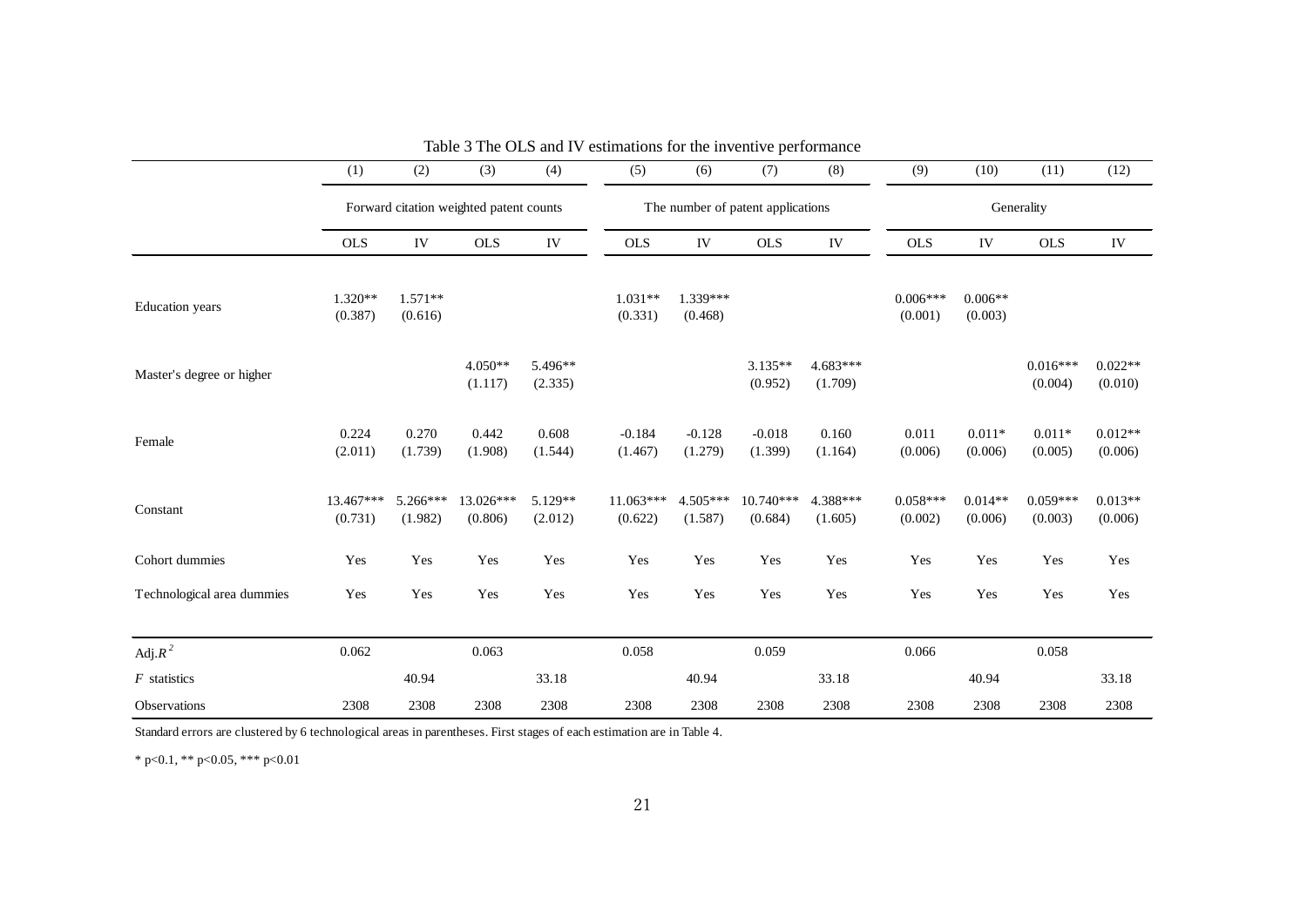Table 3 The OLS and IV estimations for the inventive performance

| | (1) | (2) | (3) | (4) | (5) | (6) | (7) | (8) | (9) | (10) | (11) | (12) |
|---|---|---|---|---|---|---|---|---|---|---|---|---|
| | Forward citation weighted patent counts | | | | The number of patent applications | | | | Generality | | | |
| | OLS | IV | OLS | IV | OLS | IV | OLS | IV | OLS | IV | OLS | IV |
| Education years | 1.320** | 1.571** | | | 1.031** | 1.339*** | | | 0.006*** | 0.006** | | |
| | (0.387) | (0.616) | | | (0.331) | (0.468) | | | (0.001) | (0.003) | | |
| Master's degree or higher | | | 4.050** | 5.496** | | | 3.135** | 4.683*** | | | 0.016*** | 0.022** |
| | | | (1.117) | (2.335) | | | (0.952) | (1.709) | | | (0.004) | (0.010) |
| Female | 0.224 | 0.270 | 0.442 | 0.608 | -0.184 | -0.128 | -0.018 | 0.160 | 0.011 | 0.011* | 0.011* | 0.012** |
| | (2.011) | (1.739) | (1.908) | (1.544) | (1.467) | (1.279) | (1.399) | (1.164) | (0.006) | (0.006) | (0.005) | (0.006) |
| Constant | 13.467*** | 5.266*** | 13.026*** | 5.129** | 11.063*** | 4.505*** | 10.740*** | 4.388*** | 0.058*** | 0.014** | 0.059*** | 0.013** |
| | (0.731) | (1.982) | (0.806) | (2.012) | (0.622) | (1.587) | (0.684) | (1.605) | (0.002) | (0.006) | (0.003) | (0.006) |
| Cohort dummies | Yes | Yes | Yes | Yes | Yes | Yes | Yes | Yes | Yes | Yes | Yes | Yes |
| Technological area dummies | Yes | Yes | Yes | Yes | Yes | Yes | Yes | Yes | Yes | Yes | Yes | Yes |
| Adj.$R^2$ | 0.062 | | 0.063 | | 0.058 | | 0.059 | | 0.066 | | 0.058 | |
| $F$ statistics | | 40.94 | | 33.18 | | 40.94 | | 33.18 | | 40.94 | | 33.18 |
| Observations | 2308 | 2308 | 2308 | 2308 | 2308 | 2308 | 2308 | 2308 | 2308 | 2308 | 2308 | 2308 |

Standard errors are clustered by 6 technological areas in parentheses. First stages of each estimation are in Table 4.

\* p<0.1, ** p<0.05, *** p<0.01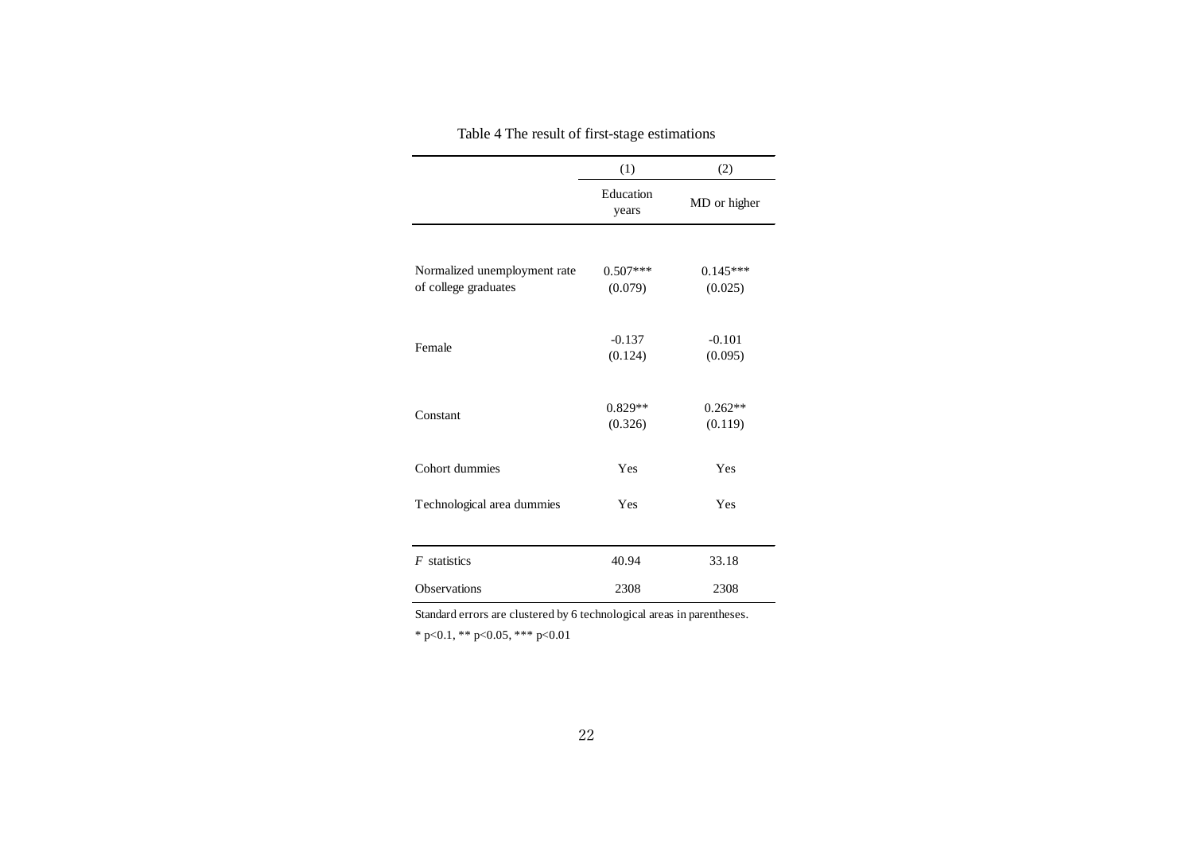Table 4 The result of first-stage estimations

| | (1) | (2) |
|---|---|---|
| | Education years | MD or higher |
| Normalized unemployment rate of college graduates | 0.507***<br>(0.079) | 0.145***<br>(0.025) |
| Female | -0.137<br>(0.124) | -0.101<br>(0.095) |
| Constant | 0.829**<br>(0.326) | 0.262**<br>(0.119) |
| Cohort dummies | Yes | Yes |
| Technological area dummies | Yes | Yes |
| *F* statistics | 40.94 | 33.18 |
| Observations | 2308 | 2308 |

Standard errors are clustered by 6 technological areas in parentheses.

* p<0.1, ** p<0.05, *** p<0.01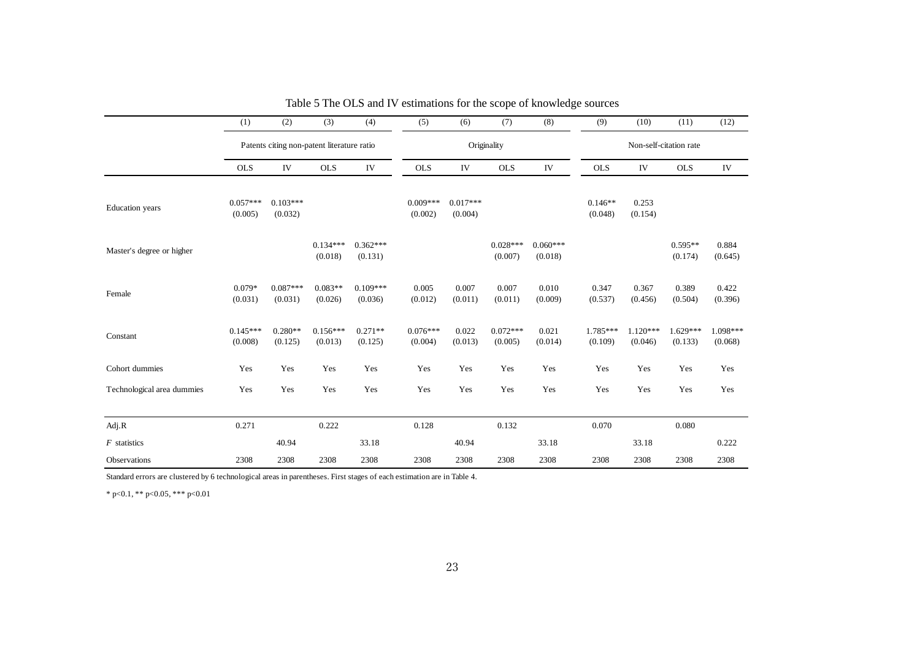Table 5 The OLS and IV estimations for the scope of knowledge sources

| | (1) | (2) | (3) | (4) | (5) | (6) | (7) | (8) | (9) | (10) | (11) | (12) |
|---|---|---|---|---|---|---|---|---|---|---|---|---|
| | Patents citing non-patent literature ratio | | | | Originality | | | | Non-self-citation rate | | | |
| | OLS | IV | OLS | IV | OLS | IV | OLS | IV | OLS | IV | OLS | IV |
| Education years | 0.057*** | 0.103*** | | | 0.009*** | 0.017*** | | | 0.146** | 0.253 | | |
| | (0.005) | (0.032) | | | (0.002) | (0.004) | | | (0.048) | (0.154) | | |
| Master's degree or higher | | | 0.134*** | 0.362*** | | | 0.028*** | 0.060*** | | | 0.595** | 0.884 |
| | | | (0.018) | (0.131) | | | (0.007) | (0.018) | | | (0.174) | (0.645) |
| Female | 0.079* | 0.087*** | 0.083** | 0.109*** | 0.005 | 0.007 | 0.007 | 0.010 | 0.347 | 0.367 | 0.389 | 0.422 |
| | (0.031) | (0.031) | (0.026) | (0.036) | (0.012) | (0.011) | (0.011) | (0.009) | (0.537) | (0.456) | (0.504) | (0.396) |
| Constant | 0.145*** | 0.280** | 0.156*** | 0.271** | 0.076*** | 0.022 | 0.072*** | 0.021 | 1.785*** | 1.120*** | 1.629*** | 1.098*** |
| | (0.008) | (0.125) | (0.013) | (0.125) | (0.004) | (0.013) | (0.005) | (0.014) | (0.109) | (0.046) | (0.133) | (0.068) |
| Cohort dummies | Yes | Yes | Yes | Yes | Yes | Yes | Yes | Yes | Yes | Yes | Yes | Yes |
| Technological area dummies | Yes | Yes | Yes | Yes | Yes | Yes | Yes | Yes | Yes | Yes | Yes | Yes |
| Adj.R | 0.271 | | 0.222 | | 0.128 | | 0.132 | | 0.070 | | 0.080 | |
| *F* statistics | | 40.94 | | 33.18 | | 40.94 | | 33.18 | | 33.18 | | 0.222 |
| Observations | 2308 | 2308 | 2308 | 2308 | 2308 | 2308 | 2308 | 2308 | 2308 | 2308 | 2308 | 2308 |

Standard errors are clustered by 6 technological areas in parentheses. First stages of each estimation are in Table 4.

* p<0.1, ** p<0.05, *** p<0.01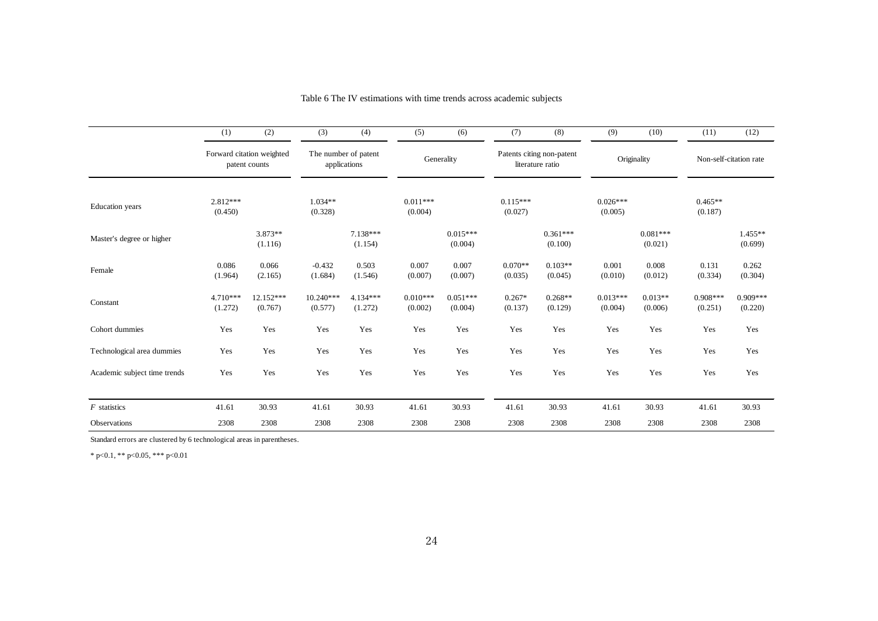Table 6 The IV estimations with time trends across academic subjects

| | (1) | (2) | (3) | (4) | (5) | (6) | (7) | (8) | (9) | (10) | (11) | (12) |
|---|---|---|---|---|---|---|---|---|---|---|---|---|
| | Forward citation weighted patent counts | | The number of patent applications | | Generality | | Patents citing non-patent literature ratio | | Originality | | Non-self-citation rate | |
| Education years | 2.812*** | | 1.034** | | 0.011*** | | 0.115*** | | 0.026*** | | 0.465** | |
| | (0.450) | | (0.328) | | (0.004) | | (0.027) | | (0.005) | | (0.187) | |
| Master's degree or higher | | 3.873** | | 7.138*** | | 0.015*** | | 0.361*** | | 0.081*** | | 1.455** |
| | | (1.116) | | (1.154) | | (0.004) | | (0.100) | | (0.021) | | (0.699) |
| Female | 0.086 | 0.066 | -0.432 | 0.503 | 0.007 | 0.007 | 0.070** | 0.103** | 0.001 | 0.008 | 0.131 | 0.262 |
| | (1.964) | (2.165) | (1.684) | (1.546) | (0.007) | (0.007) | (0.035) | (0.045) | (0.010) | (0.012) | (0.334) | (0.304) |
| Constant | 4.710*** | 12.152*** | 10.240*** | 4.134*** | 0.010*** | 0.051*** | 0.267* | 0.268** | 0.013*** | 0.013** | 0.908*** | 0.909*** |
| | (1.272) | (0.767) | (0.577) | (1.272) | (0.002) | (0.004) | (0.137) | (0.129) | (0.004) | (0.006) | (0.251) | (0.220) |
| Cohort dummies | Yes | Yes | Yes | Yes | Yes | Yes | Yes | Yes | Yes | Yes | Yes | Yes |
| Technological area dummies | Yes | Yes | Yes | Yes | Yes | Yes | Yes | Yes | Yes | Yes | Yes | Yes |
| Academic subject time trends | Yes | Yes | Yes | Yes | Yes | Yes | Yes | Yes | Yes | Yes | Yes | Yes |
| *F* statistics | 41.61 | 30.93 | 41.61 | 30.93 | 41.61 | 30.93 | 41.61 | 30.93 | 41.61 | 30.93 | 41.61 | 30.93 |
| Observations | 2308 | 2308 | 2308 | 2308 | 2308 | 2308 | 2308 | 2308 | 2308 | 2308 | 2308 | 2308 |

Standard errors are clustered by 6 technological areas in parentheses.

* $p<0.1$, ** $p<0.05$, *** $p<0.01$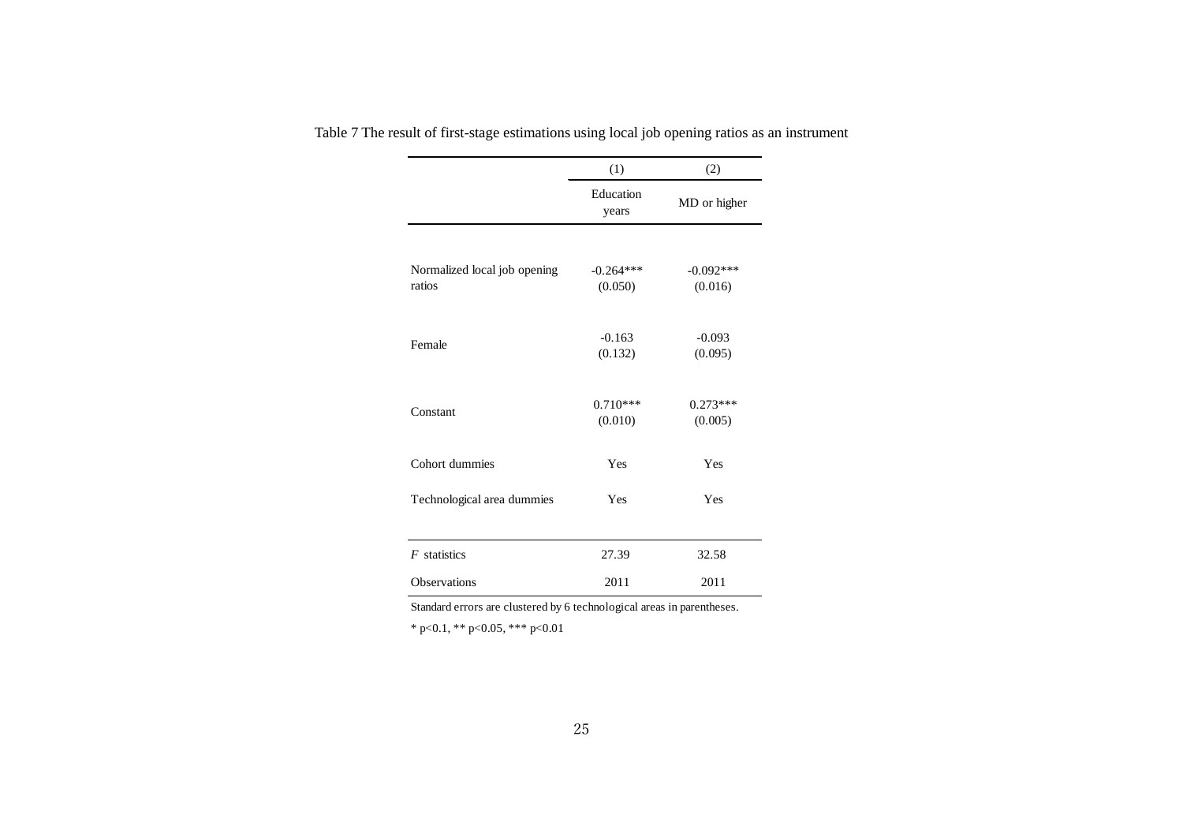Table 7 The result of first-stage estimations using local job opening ratios as an instrument

| | (1) | (2) |
|---|---|---|
| | Education years | MD or higher |
| Normalized local job opening ratios | -0.264***<br>(0.050) | -0.092***<br>(0.016) |
| Female | -0.163<br>(0.132) | -0.093<br>(0.095) |
| Constant | 0.710***<br>(0.010) | 0.273***<br>(0.005) |
| Cohort dummies | Yes | Yes |
| Technological area dummies | Yes | Yes |
| $F$ statistics | 27.39 | 32.58 |
| Observations | 2011 | 2011 |

Standard errors are clustered by 6 technological areas in parentheses.

* p<0.1, ** p<0.05, *** p<0.01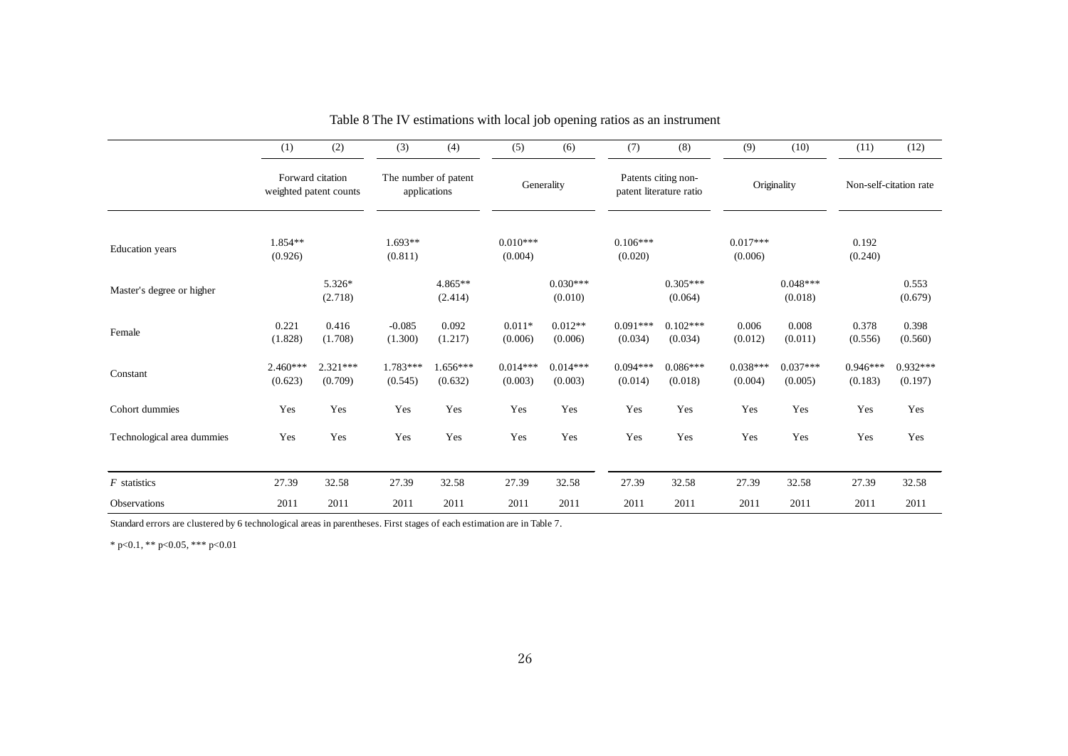Table 8 The IV estimations with local job opening ratios as an instrument

| | (1) | (2) | (3) | (4) | (5) | (6) | (7) | (8) | (9) | (10) | (11) | (12) |
|---|---|---|---|---|---|---|---|---|---|---|---|---|
| | Forward citation weighted patent counts | | The number of patent applications | | Generality | | Patents citing non-patent literature ratio | | Originality | | Non-self-citation rate | |
| Education years | 1.854** | | 1.693** | | 0.010*** | | 0.106*** | | 0.017*** | | 0.192 | |
| | (0.926) | | (0.811) | | (0.004) | | (0.020) | | (0.006) | | (0.240) | |
| Master's degree or higher | | 5.326* | | 4.865** | | 0.030*** | | 0.305*** | | 0.048*** | | 0.553 |
| | | (2.718) | | (2.414) | | (0.010) | | (0.064) | | (0.018) | | (0.679) |
| Female | 0.221 | 0.416 | -0.085 | 0.092 | 0.011* | 0.012** | 0.091*** | 0.102*** | 0.006 | 0.008 | 0.378 | 0.398 |
| | (1.828) | (1.708) | (1.300) | (1.217) | (0.006) | (0.006) | (0.034) | (0.034) | (0.012) | (0.011) | (0.556) | (0.560) |
| Constant | 2.460*** | 2.321*** | 1.783*** | 1.656*** | 0.014*** | 0.014*** | 0.094*** | 0.086*** | 0.038*** | 0.037*** | 0.946*** | 0.932*** |
| | (0.623) | (0.709) | (0.545) | (0.632) | (0.003) | (0.003) | (0.014) | (0.018) | (0.004) | (0.005) | (0.183) | (0.197) |
| Cohort dummies | Yes | Yes | Yes | Yes | Yes | Yes | Yes | Yes | Yes | Yes | Yes | Yes |
| Technological area dummies | Yes | Yes | Yes | Yes | Yes | Yes | Yes | Yes | Yes | Yes | Yes | Yes |
| $F$ statistics | 27.39 | 32.58 | 27.39 | 32.58 | 27.39 | 32.58 | 27.39 | 32.58 | 27.39 | 32.58 | 27.39 | 32.58 |
| Observations | 2011 | 2011 | 2011 | 2011 | 2011 | 2011 | 2011 | 2011 | 2011 | 2011 | 2011 | 2011 |

Standard errors are clustered by 6 technological areas in parentheses. First stages of each estimation are in Table 7.

* p<0.1, ** p<0.05, *** p<0.01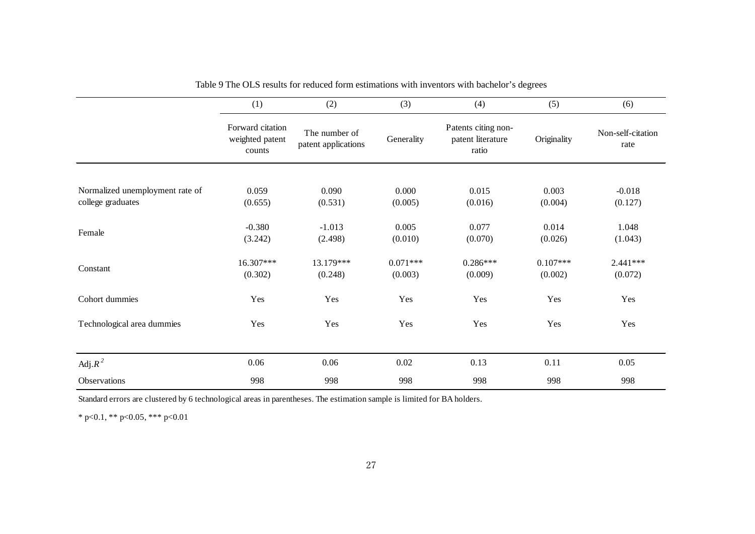Table 9 The OLS results for reduced form estimations with inventors with bachelor's degrees

| | (1) | (2) | (3) | (4) | (5) | (6) |
|---|---|---|---|---|---|---|
| | Forward citation weighted patent counts | The number of patent applications | Generality | Patents citing non-patent literature ratio | Originality | Non-self-citation rate |
| Normalized unemployment rate of college graduates | 0.059 | 0.090 | 0.000 | 0.015 | 0.003 | -0.018 |
| | (0.655) | (0.531) | (0.005) | (0.016) | (0.004) | (0.127) |
| Female | -0.380 | -1.013 | 0.005 | 0.077 | 0.014 | 1.048 |
| | (3.242) | (2.498) | (0.010) | (0.070) | (0.026) | (1.043) |
| Constant | 16.307*** | 13.179*** | 0.071*** | 0.286*** | 0.107*** | 2.441*** |
| | (0.302) | (0.248) | (0.003) | (0.009) | (0.002) | (0.072) |
| Cohort dummies | Yes | Yes | Yes | Yes | Yes | Yes |
| Technological area dummies | Yes | Yes | Yes | Yes | Yes | Yes |
| Adj. $R^2$ | 0.06 | 0.06 | 0.02 | 0.13 | 0.11 | 0.05 |
| Observations | 998 | 998 | 998 | 998 | 998 | 998 |

Standard errors are clustered by 6 technological areas in parentheses. The estimation sample is limited for BA holders.

* p<0.1, ** p<0.05, *** p<0.01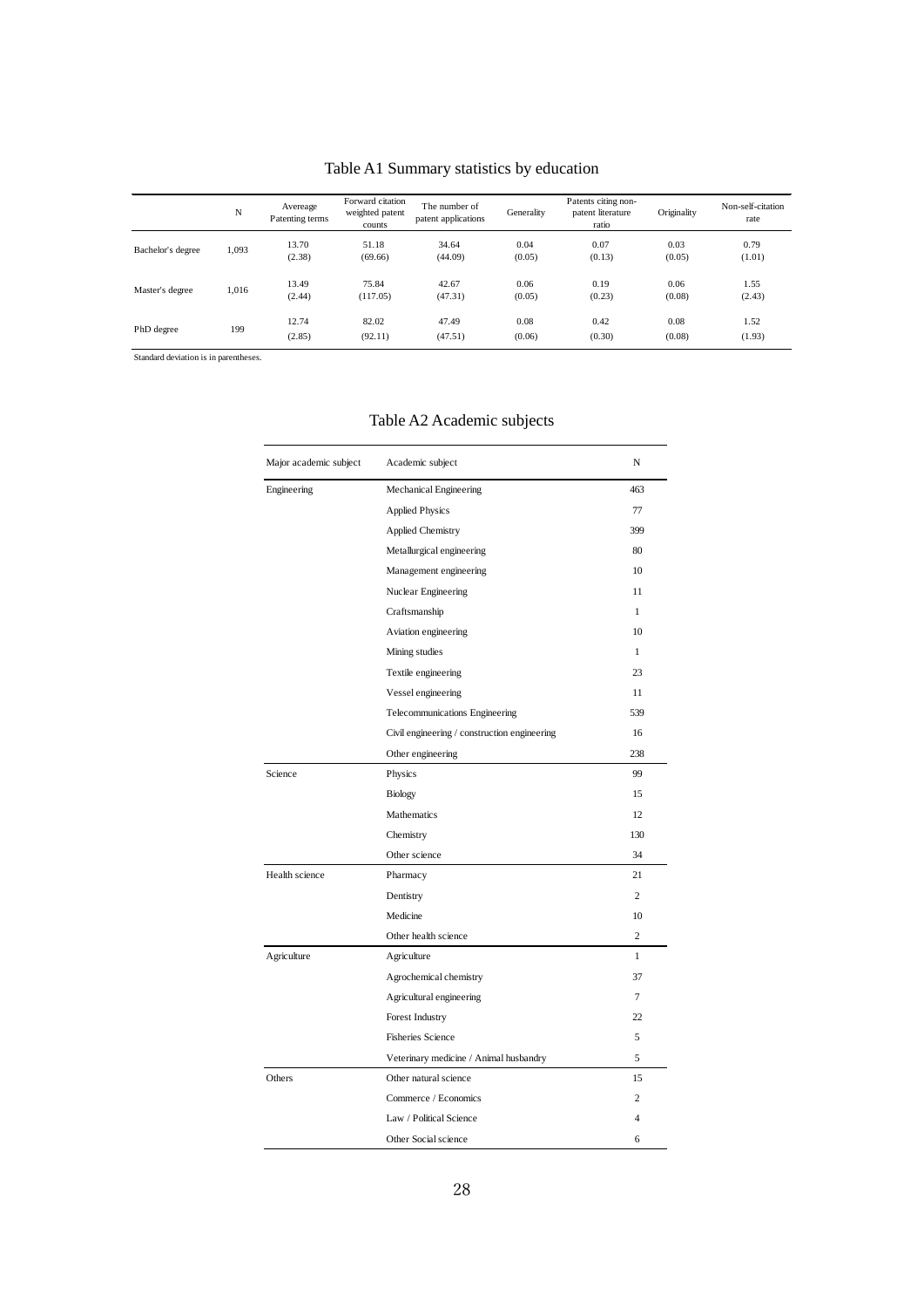Table A1 Summary statistics by education

| | N | Avereage Patenting terms | Forward citation weighted patent counts | The number of patent applications | Generality | Patents citing non-patent literature ratio | Originality | Non-self-citation rate |
|---|---|---|---|---|---|---|---|---|
| Bachelor's degree | 1,093 | 13.70<br>(2.38) | 51.18<br>(69.66) | 34.64<br>(44.09) | 0.04<br>(0.05) | 0.07<br>(0.13) | 0.03<br>(0.05) | 0.79<br>(1.01) |
| Master's degree | 1,016 | 13.49<br>(2.44) | 75.84<br>(117.05) | 42.67<br>(47.31) | 0.06<br>(0.05) | 0.19<br>(0.23) | 0.06<br>(0.08) | 1.55<br>(2.43) |
| PhD degree | 199 | 12.74<br>(2.85) | 82.02<br>(92.11) | 47.49<br>(47.51) | 0.08<br>(0.06) | 0.42<br>(0.30) | 0.08<br>(0.08) | 1.52<br>(1.93) |

Standard deviation is in parentheses.

Table A2 Academic subjects

| Major academic subject | Academic subject | N |
|---|---|---|
| Engineering | Mechanical Engineering | 463 |
| | Applied Physics | 77 |
| | Applied Chemistry | 399 |
| | Metallurgical engineering | 80 |
| | Management engineering | 10 |
| | Nuclear Engineering | 11 |
| | Craftsmanship | 1 |
| | Aviation engineering | 10 |
| | Mining studies | 1 |
| | Textile engineering | 23 |
| | Vessel engineering | 11 |
| | Telecommunications Engineering | 539 |
| | Civil engineering / construction engineering | 16 |
| | Other engineering | 238 |
| Science | Physics | 99 |
| | Biology | 15 |
| | Mathematics | 12 |
| | Chemistry | 130 |
| | Other science | 34 |
| Health science | Pharmacy | 21 |
| | Dentistry | 2 |
| | Medicine | 10 |
| | Other health science | 2 |
| Agriculture | Agriculture | 1 |
| | Agrochemical chemistry | 37 |
| | Agricultural engineering | 7 |
| | Forest Industry | 22 |
| | Fisheries Science | 5 |
| | Veterinary medicine / Animal husbandry | 5 |
| Others | Other natural science | 15 |
| | Commerce / Economics | 2 |
| | Law / Political Science | 4 |
| | Other Social science | 6 |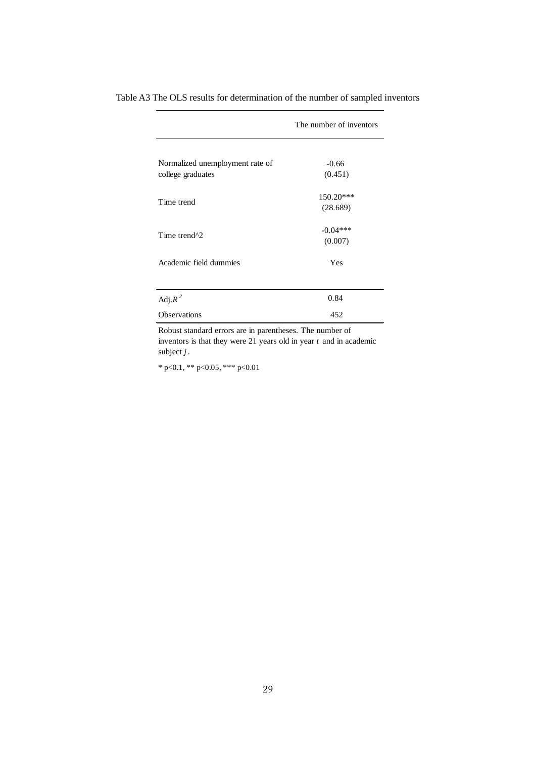Table A3 The OLS results for determination of the number of sampled inventors

| | The number of inventors |
|---|---|
| Normalized unemployment rate of college graduates | -0.66 |
| | (0.451) |
| Time trend | 150.20*** |
| | (28.689) |
| Time trend^2 | -0.04*** |
| | (0.007) |
| Academic field dummies | Yes |
| Adj.$R^2$ | 0.84 |
| Observations | 452 |

Robust standard errors are in parentheses. The number of inventors is that they were 21 years old in year $t$ and in academic subject $j$.

\* p<0.1, ** p<0.05, *** p<0.01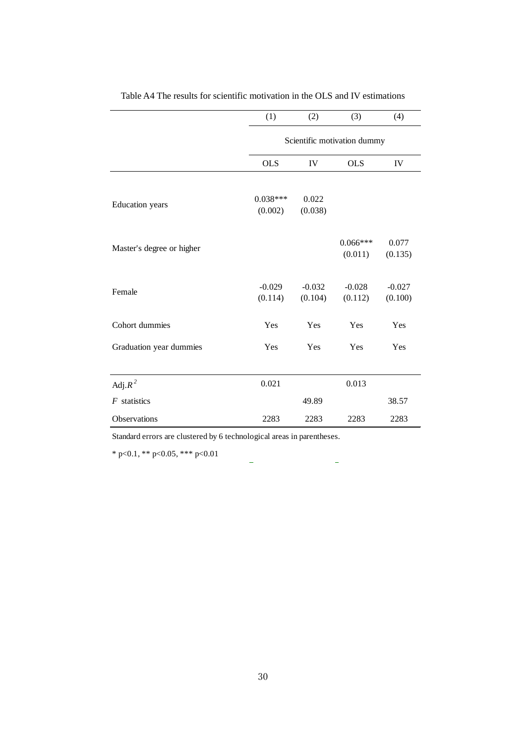Table A4 The results for scientific motivation in the OLS and IV estimations

| | (1) | (2) | (3) | (4) |
|---|---|---|---|---|
| | Scientific motivation dummy | | | |
| | OLS | IV | OLS | IV |
| Education years | 0.038***<br>(0.002) | 0.022<br>(0.038) | | |
| Master's degree or higher | | | 0.066***<br>(0.011) | 0.077<br>(0.135) |
| Female | -0.029<br>(0.114) | -0.032<br>(0.104) | -0.028<br>(0.112) | -0.027<br>(0.100) |
| Cohort dummies | Yes | Yes | Yes | Yes |
| Graduation year dummies | Yes | Yes | Yes | Yes |
| Adj. $R^2$ | 0.021 | | 0.013 | |
| $F$ statistics | | 49.89 | | 38.57 |
| Observations | 2283 | 2283 | 2283 | 2283 |

Standard errors are clustered by 6 technological areas in parentheses.

* p<0.1, ** p<0.05, *** p<0.01